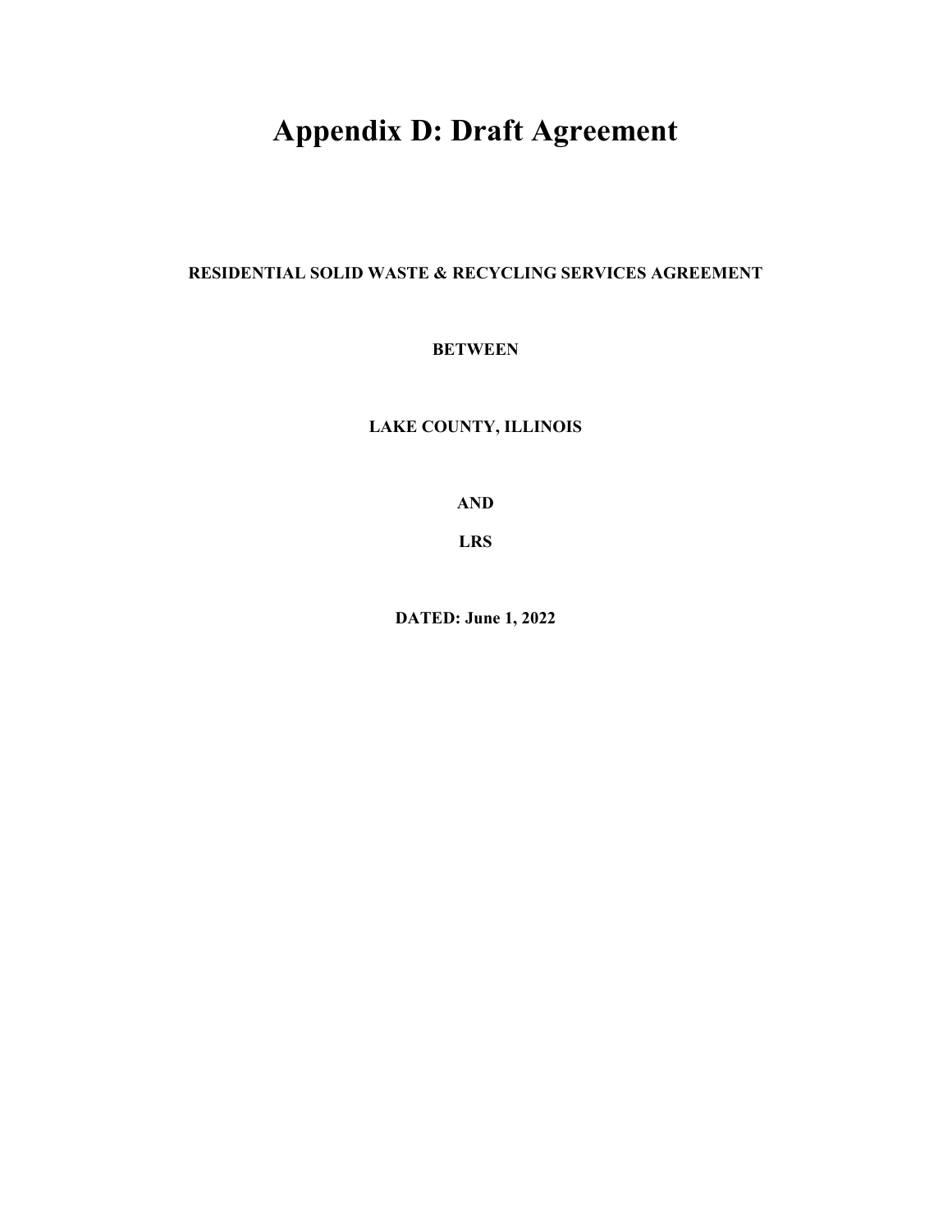# Appendix D: Draft Agreement

**RESIDENTIAL SOLID WASTE & RECYCLING SERVICES AGREEMENT**

**BETWEEN**

**LAKE COUNTY, ILLINOIS**

**AND**

**LRS**

**DATED: June 1, 2022**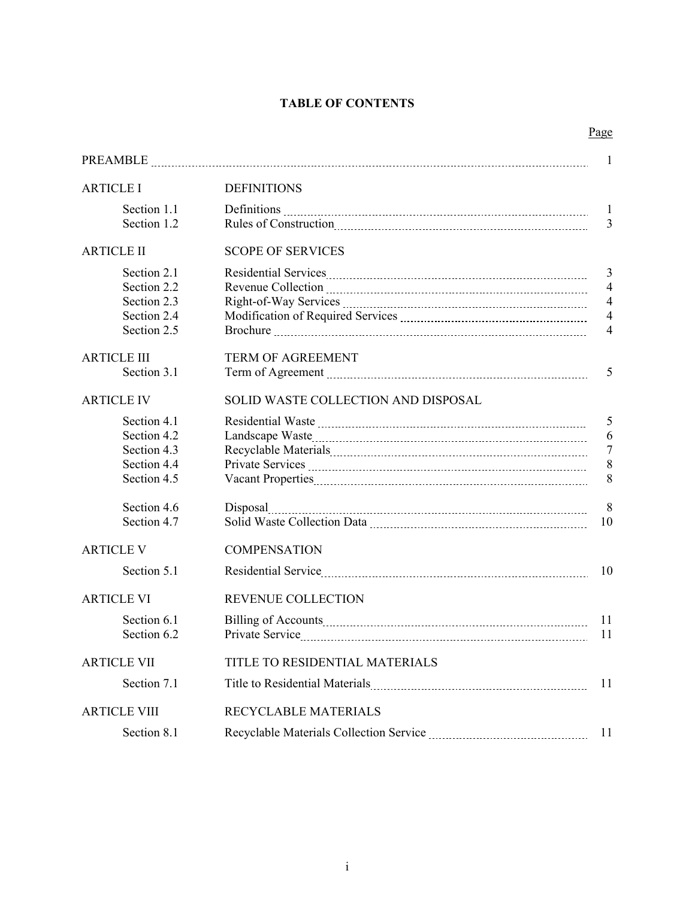# TABLE OF CONTENTS

| | | Page |
|---|---|---|
| PREAMBLE | | 1 |
| ARTICLE I | DEFINITIONS | |
| Section 1.1 | Definitions | 1 |
| Section 1.2 | Rules of Construction | 3 |
| ARTICLE II | SCOPE OF SERVICES | |
| Section 2.1 | Residential Services | 3 |
| Section 2.2 | Revenue Collection | 4 |
| Section 2.3 | Right-of-Way Services | 4 |
| Section 2.4 | Modification of Required Services | 4 |
| Section 2.5 | Brochure | 4 |
| ARTICLE III | TERM OF AGREEMENT | |
| Section 3.1 | Term of Agreement | 5 |
| ARTICLE IV | SOLID WASTE COLLECTION AND DISPOSAL | |
| Section 4.1 | Residential Waste | 5 |
| Section 4.2 | Landscape Waste | 6 |
| Section 4.3 | Recyclable Materials | 7 |
| Section 4.4 | Private Services | 8 |
| Section 4.5 | Vacant Properties | 8 |
| Section 4.6 | Disposal | 8 |
| Section 4.7 | Solid Waste Collection Data | 10 |
| ARTICLE V | COMPENSATION | |
| Section 5.1 | Residential Service | 10 |
| ARTICLE VI | REVENUE COLLECTION | |
| Section 6.1 | Billing of Accounts | 11 |
| Section 6.2 | Private Service | 11 |
| ARTICLE VII | TITLE TO RESIDENTIAL MATERIALS | |
| Section 7.1 | Title to Residential Materials | 11 |
| ARTICLE VIII | RECYCLABLE MATERIALS | |
| Section 8.1 | Recyclable Materials Collection Service | 11 |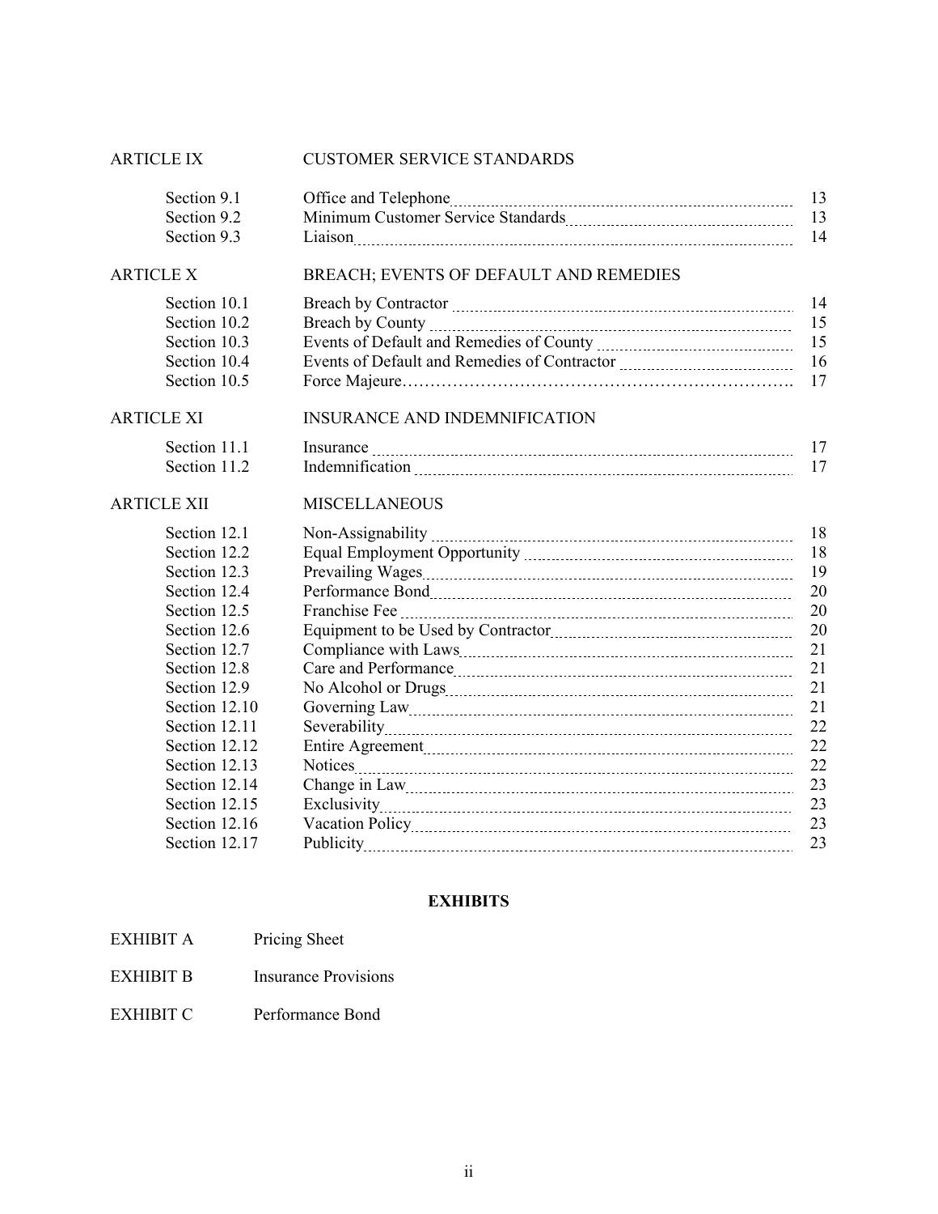| ARTICLE IX | CUSTOMER SERVICE STANDARDS | |
|---|---|---|
| Section 9.1 | Office and Telephone | 13 |
| Section 9.2 | Minimum Customer Service Standards | 13 |
| Section 9.3 | Liaison | 14 |
| **ARTICLE X** | **BREACH; EVENTS OF DEFAULT AND REMEDIES** | |
| Section 10.1 | Breach by Contractor | 14 |
| Section 10.2 | Breach by County | 15 |
| Section 10.3 | Events of Default and Remedies of County | 15 |
| Section 10.4 | Events of Default and Remedies of Contractor | 16 |
| Section 10.5 | Force Majeure | 17 |
| **ARTICLE XI** | **INSURANCE AND INDEMNIFICATION** | |
| Section 11.1 | Insurance | 17 |
| Section 11.2 | Indemnification | 17 |
| **ARTICLE XII** | **MISCELLANEOUS** | |
| Section 12.1 | Non-Assignability | 18 |
| Section 12.2 | Equal Employment Opportunity | 18 |
| Section 12.3 | Prevailing Wages | 19 |
| Section 12.4 | Performance Bond | 20 |
| Section 12.5 | Franchise Fee | 20 |
| Section 12.6 | Equipment to be Used by Contractor | 20 |
| Section 12.7 | Compliance with Laws | 21 |
| Section 12.8 | Care and Performance | 21 |
| Section 12.9 | No Alcohol or Drugs | 21 |
| Section 12.10 | Governing Law | 21 |
| Section 12.11 | Severability | 22 |
| Section 12.12 | Entire Agreement | 22 |
| Section 12.13 | Notices | 22 |
| Section 12.14 | Change in Law | 23 |
| Section 12.15 | Exclusivity | 23 |
| Section 12.16 | Vacation Policy | 23 |
| Section 12.17 | Publicity | 23 |

## EXHIBITS

| | |
|---|---|
| EXHIBIT A | Pricing Sheet |
| EXHIBIT B | Insurance Provisions |
| EXHIBIT C | Performance Bond |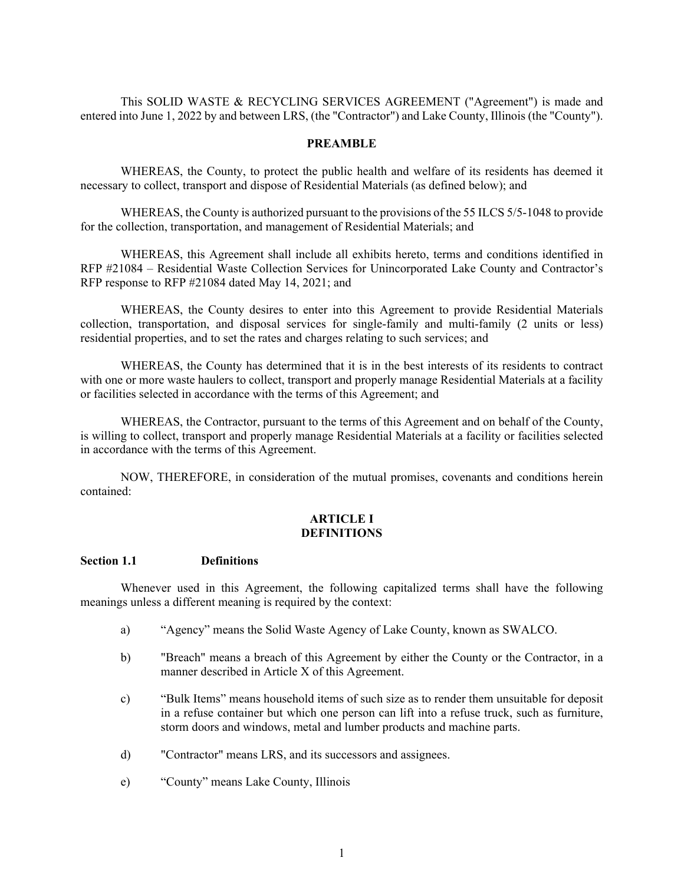This SOLID WASTE & RECYCLING SERVICES AGREEMENT ("Agreement") is made and entered into June 1, 2022 by and between LRS, (the "Contractor") and Lake County, Illinois (the "County").

## PREAMBLE

WHEREAS, the County, to protect the public health and welfare of its residents has deemed it necessary to collect, transport and dispose of Residential Materials (as defined below); and

WHEREAS, the County is authorized pursuant to the provisions of the 55 ILCS 5/5-1048 to provide for the collection, transportation, and management of Residential Materials; and

WHEREAS, this Agreement shall include all exhibits hereto, terms and conditions identified in RFP #21084 – Residential Waste Collection Services for Unincorporated Lake County and Contractor's RFP response to RFP #21084 dated May 14, 2021; and

WHEREAS, the County desires to enter into this Agreement to provide Residential Materials collection, transportation, and disposal services for single-family and multi-family (2 units or less) residential properties, and to set the rates and charges relating to such services; and

WHEREAS, the County has determined that it is in the best interests of its residents to contract with one or more waste haulers to collect, transport and properly manage Residential Materials at a facility or facilities selected in accordance with the terms of this Agreement; and

WHEREAS, the Contractor, pursuant to the terms of this Agreement and on behalf of the County, is willing to collect, transport and properly manage Residential Materials at a facility or facilities selected in accordance with the terms of this Agreement.

NOW, THEREFORE, in consideration of the mutual promises, covenants and conditions herein contained:

## ARTICLE I
## DEFINITIONS

### Section 1.1 Definitions

Whenever used in this Agreement, the following capitalized terms shall have the following meanings unless a different meaning is required by the context:

a) "Agency" means the Solid Waste Agency of Lake County, known as SWALCO.

b) "Breach" means a breach of this Agreement by either the County or the Contractor, in a manner described in Article X of this Agreement.

c) "Bulk Items" means household items of such size as to render them unsuitable for deposit in a refuse container but which one person can lift into a refuse truck, such as furniture, storm doors and windows, metal and lumber products and machine parts.

d) "Contractor" means LRS, and its successors and assignees.

e) "County" means Lake County, Illinois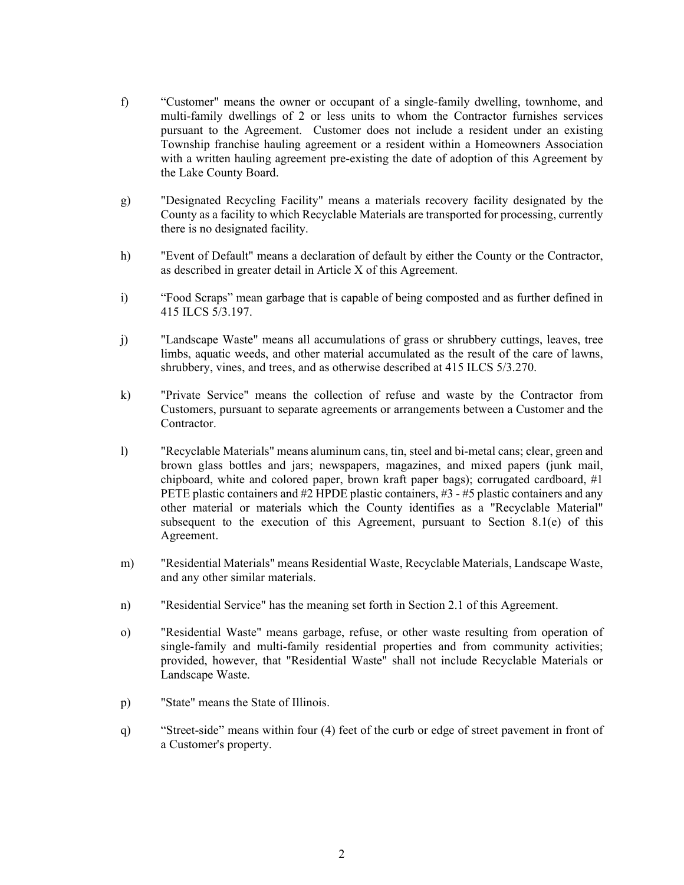f) “Customer" means the owner or occupant of a single-family dwelling, townhome, and multi-family dwellings of 2 or less units to whom the Contractor furnishes services pursuant to the Agreement. Customer does not include a resident under an existing Township franchise hauling agreement or a resident within a Homeowners Association with a written hauling agreement pre-existing the date of adoption of this Agreement by the Lake County Board.

g) "Designated Recycling Facility" means a materials recovery facility designated by the County as a facility to which Recyclable Materials are transported for processing, currently there is no designated facility.

h) "Event of Default" means a declaration of default by either the County or the Contractor, as described in greater detail in Article X of this Agreement.

i) “Food Scraps” mean garbage that is capable of being composted and as further defined in 415 ILCS 5/3.197.

j) "Landscape Waste" means all accumulations of grass or shrubbery cuttings, leaves, tree limbs, aquatic weeds, and other material accumulated as the result of the care of lawns, shrubbery, vines, and trees, and as otherwise described at 415 ILCS 5/3.270.

k) "Private Service" means the collection of refuse and waste by the Contractor from Customers, pursuant to separate agreements or arrangements between a Customer and the Contractor.

l) "Recyclable Materials" means aluminum cans, tin, steel and bi-metal cans; clear, green and brown glass bottles and jars; newspapers, magazines, and mixed papers (junk mail, chipboard, white and colored paper, brown kraft paper bags); corrugated cardboard, #1 PETE plastic containers and #2 HPDE plastic containers, #3 - #5 plastic containers and any other material or materials which the County identifies as a "Recyclable Material" subsequent to the execution of this Agreement, pursuant to Section 8.1(e) of this Agreement.

m) "Residential Materials" means Residential Waste, Recyclable Materials, Landscape Waste, and any other similar materials.

n) "Residential Service" has the meaning set forth in Section 2.1 of this Agreement.

o) "Residential Waste" means garbage, refuse, or other waste resulting from operation of single-family and multi-family residential properties and from community activities; provided, however, that "Residential Waste" shall not include Recyclable Materials or Landscape Waste.

p) "State" means the State of Illinois.

q) “Street-side” means within four (4) feet of the curb or edge of street pavement in front of a Customer's property.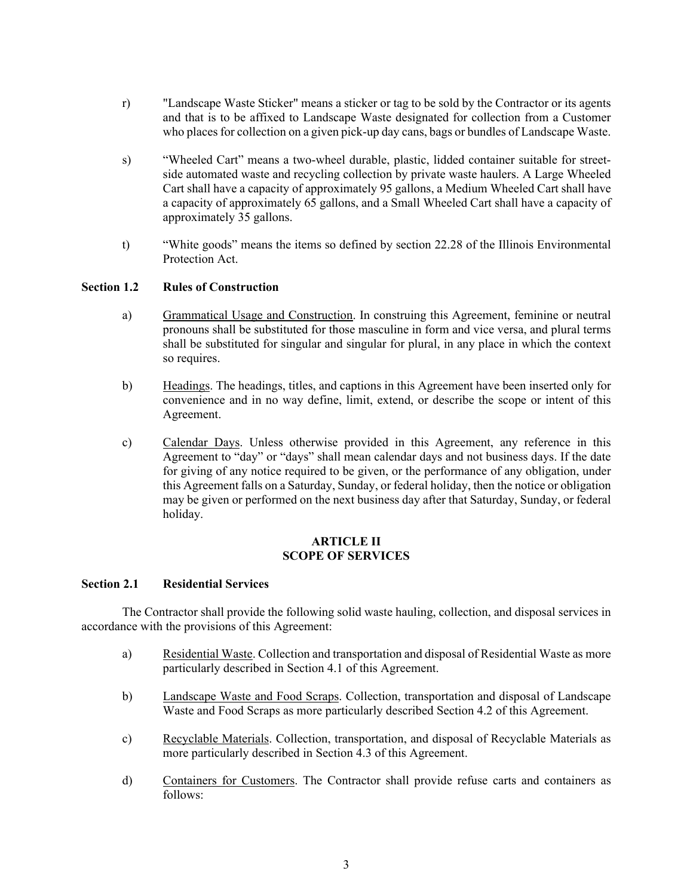r) "Landscape Waste Sticker" means a sticker or tag to be sold by the Contractor or its agents and that is to be affixed to Landscape Waste designated for collection from a Customer who places for collection on a given pick-up day cans, bags or bundles of Landscape Waste.

s) "Wheeled Cart" means a two-wheel durable, plastic, lidded container suitable for street-side automated waste and recycling collection by private waste haulers. A Large Wheeled Cart shall have a capacity of approximately 95 gallons, a Medium Wheeled Cart shall have a capacity of approximately 65 gallons, and a Small Wheeled Cart shall have a capacity of approximately 35 gallons.

t) "White goods" means the items so defined by section 22.28 of the Illinois Environmental Protection Act.

**Section 1.2 Rules of Construction**

a) Grammatical Usage and Construction. In construing this Agreement, feminine or neutral pronouns shall be substituted for those masculine in form and vice versa, and plural terms shall be substituted for singular and singular for plural, in any place in which the context so requires.

b) Headings. The headings, titles, and captions in this Agreement have been inserted only for convenience and in no way define, limit, extend, or describe the scope or intent of this Agreement.

c) Calendar Days. Unless otherwise provided in this Agreement, any reference in this Agreement to "day" or "days" shall mean calendar days and not business days. If the date for giving of any notice required to be given, or the performance of any obligation, under this Agreement falls on a Saturday, Sunday, or federal holiday, then the notice or obligation may be given or performed on the next business day after that Saturday, Sunday, or federal holiday.

## ARTICLE II
## SCOPE OF SERVICES

**Section 2.1 Residential Services**

The Contractor shall provide the following solid waste hauling, collection, and disposal services in accordance with the provisions of this Agreement:

a) Residential Waste. Collection and transportation and disposal of Residential Waste as more particularly described in Section 4.1 of this Agreement.

b) Landscape Waste and Food Scraps. Collection, transportation and disposal of Landscape Waste and Food Scraps as more particularly described Section 4.2 of this Agreement.

c) Recyclable Materials. Collection, transportation, and disposal of Recyclable Materials as more particularly described in Section 4.3 of this Agreement.

d) Containers for Customers. The Contractor shall provide refuse carts and containers as follows: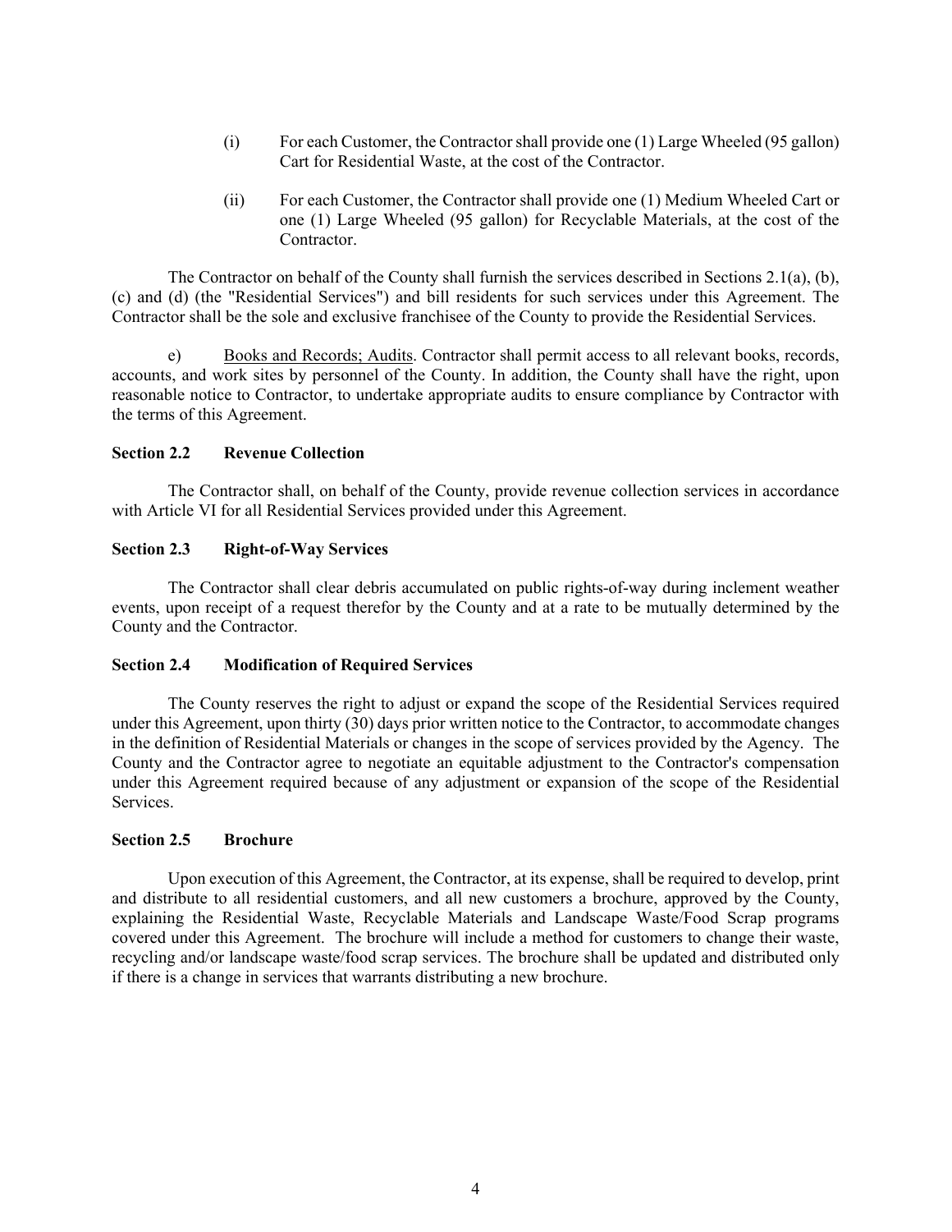(i) For each Customer, the Contractor shall provide one (1) Large Wheeled (95 gallon) Cart for Residential Waste, at the cost of the Contractor.

(ii) For each Customer, the Contractor shall provide one (1) Medium Wheeled Cart or one (1) Large Wheeled (95 gallon) for Recyclable Materials, at the cost of the Contractor.

The Contractor on behalf of the County shall furnish the services described in Sections 2.1(a), (b), (c) and (d) (the "Residential Services") and bill residents for such services under this Agreement. The Contractor shall be the sole and exclusive franchisee of the County to provide the Residential Services.

e) Books and Records; Audits. Contractor shall permit access to all relevant books, records, accounts, and work sites by personnel of the County. In addition, the County shall have the right, upon reasonable notice to Contractor, to undertake appropriate audits to ensure compliance by Contractor with the terms of this Agreement.

**Section 2.2 Revenue Collection**

The Contractor shall, on behalf of the County, provide revenue collection services in accordance with Article VI for all Residential Services provided under this Agreement.

**Section 2.3 Right-of-Way Services**

The Contractor shall clear debris accumulated on public rights-of-way during inclement weather events, upon receipt of a request therefor by the County and at a rate to be mutually determined by the County and the Contractor.

**Section 2.4 Modification of Required Services**

The County reserves the right to adjust or expand the scope of the Residential Services required under this Agreement, upon thirty (30) days prior written notice to the Contractor, to accommodate changes in the definition of Residential Materials or changes in the scope of services provided by the Agency. The County and the Contractor agree to negotiate an equitable adjustment to the Contractor's compensation under this Agreement required because of any adjustment or expansion of the scope of the Residential Services.

**Section 2.5 Brochure**

Upon execution of this Agreement, the Contractor, at its expense, shall be required to develop, print and distribute to all residential customers, and all new customers a brochure, approved by the County, explaining the Residential Waste, Recyclable Materials and Landscape Waste/Food Scrap programs covered under this Agreement. The brochure will include a method for customers to change their waste, recycling and/or landscape waste/food scrap services. The brochure shall be updated and distributed only if there is a change in services that warrants distributing a new brochure.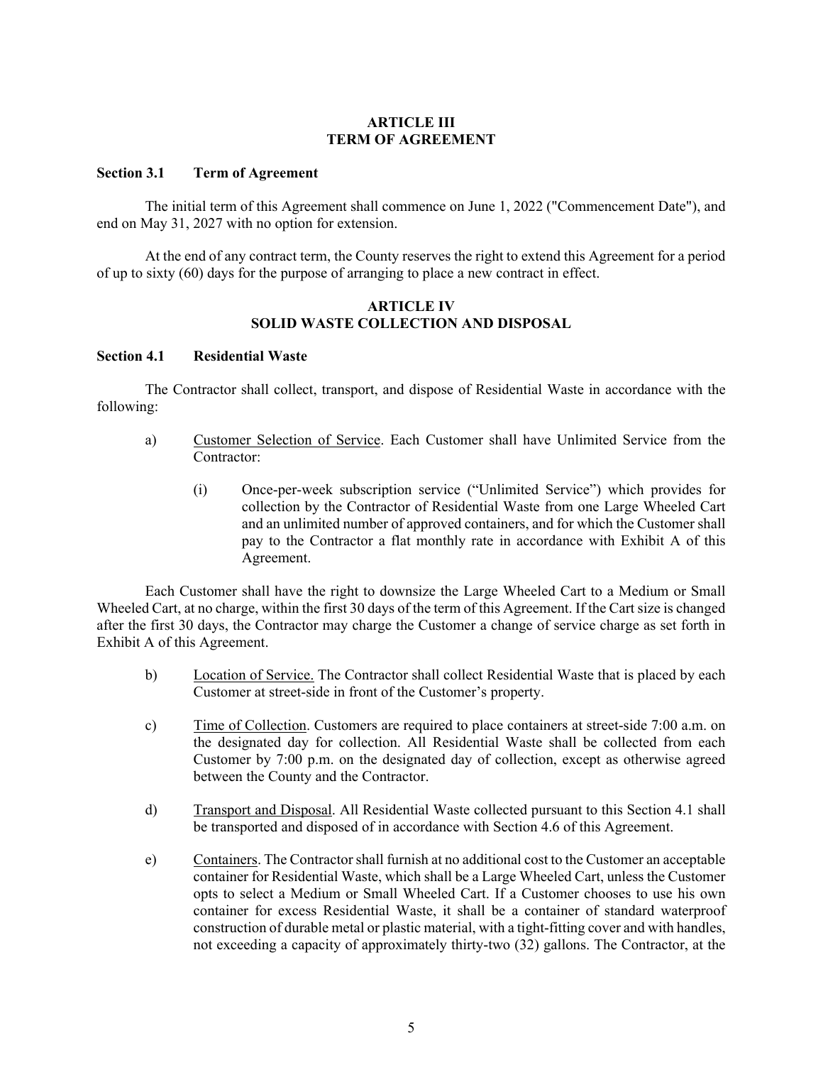## ARTICLE III
## TERM OF AGREEMENT

**Section 3.1 Term of Agreement**

The initial term of this Agreement shall commence on June 1, 2022 ("Commencement Date"), and end on May 31, 2027 with no option for extension.

At the end of any contract term, the County reserves the right to extend this Agreement for a period of up to sixty (60) days for the purpose of arranging to place a new contract in effect.

## ARTICLE IV
## SOLID WASTE COLLECTION AND DISPOSAL

**Section 4.1 Residential Waste**

The Contractor shall collect, transport, and dispose of Residential Waste in accordance with the following:

a) Customer Selection of Service. Each Customer shall have Unlimited Service from the Contractor:

   (i) Once-per-week subscription service ("Unlimited Service") which provides for collection by the Contractor of Residential Waste from one Large Wheeled Cart and an unlimited number of approved containers, and for which the Customer shall pay to the Contractor a flat monthly rate in accordance with Exhibit A of this Agreement.

Each Customer shall have the right to downsize the Large Wheeled Cart to a Medium or Small Wheeled Cart, at no charge, within the first 30 days of the term of this Agreement. If the Cart size is changed after the first 30 days, the Contractor may charge the Customer a change of service charge as set forth in Exhibit A of this Agreement.

b) Location of Service. The Contractor shall collect Residential Waste that is placed by each Customer at street-side in front of the Customer's property.

c) Time of Collection. Customers are required to place containers at street-side 7:00 a.m. on the designated day for collection. All Residential Waste shall be collected from each Customer by 7:00 p.m. on the designated day of collection, except as otherwise agreed between the County and the Contractor.

d) Transport and Disposal. All Residential Waste collected pursuant to this Section 4.1 shall be transported and disposed of in accordance with Section 4.6 of this Agreement.

e) Containers. The Contractor shall furnish at no additional cost to the Customer an acceptable container for Residential Waste, which shall be a Large Wheeled Cart, unless the Customer opts to select a Medium or Small Wheeled Cart. If a Customer chooses to use his own container for excess Residential Waste, it shall be a container of standard waterproof construction of durable metal or plastic material, with a tight-fitting cover and with handles, not exceeding a capacity of approximately thirty-two (32) gallons. The Contractor, at the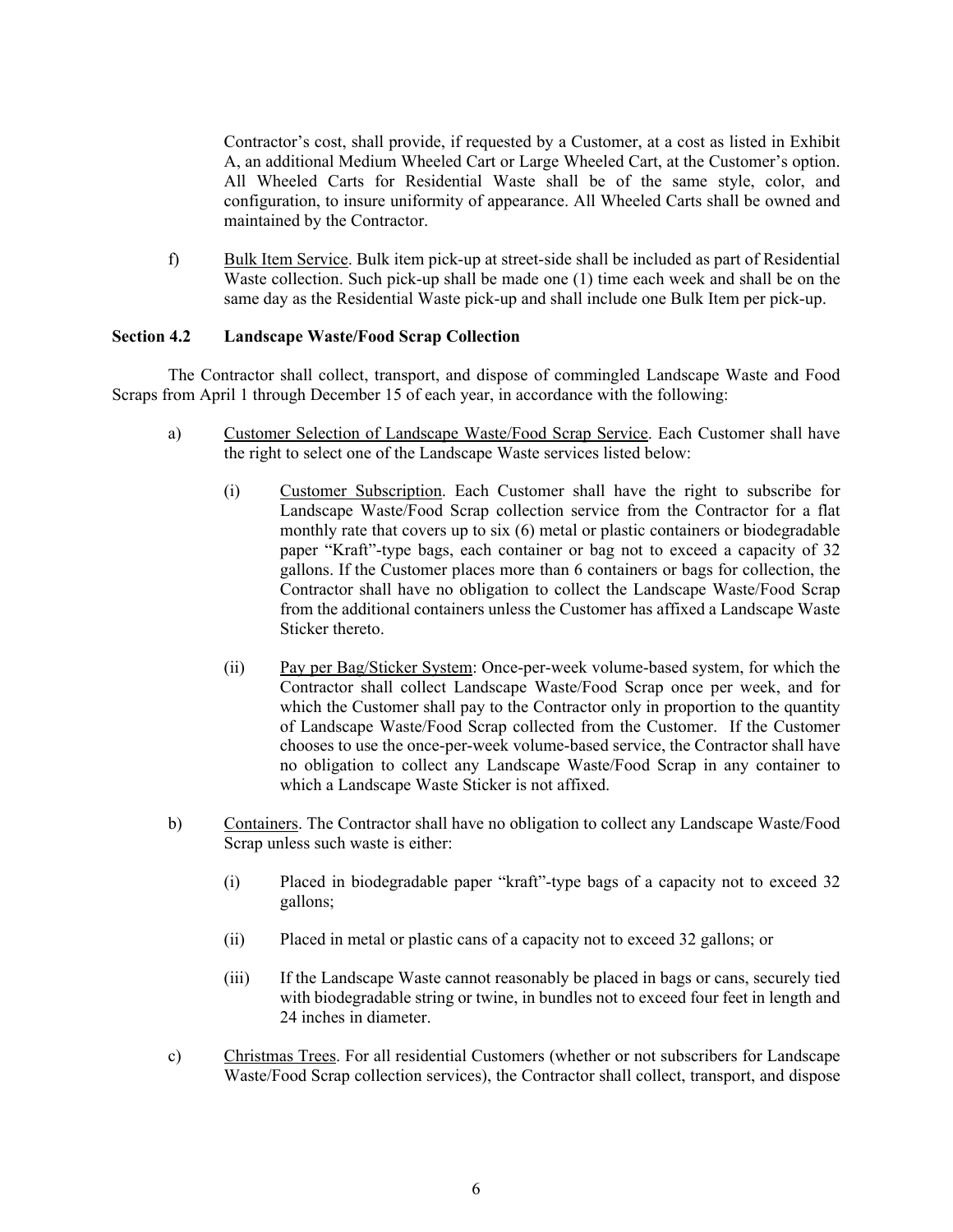Contractor's cost, shall provide, if requested by a Customer, at a cost as listed in Exhibit A, an additional Medium Wheeled Cart or Large Wheeled Cart, at the Customer's option. All Wheeled Carts for Residential Waste shall be of the same style, color, and configuration, to insure uniformity of appearance. All Wheeled Carts shall be owned and maintained by the Contractor.

f) <u>Bulk Item Service</u>. Bulk item pick-up at street-side shall be included as part of Residential Waste collection. Such pick-up shall be made one (1) time each week and shall be on the same day as the Residential Waste pick-up and shall include one Bulk Item per pick-up.

### Section 4.2 Landscape Waste/Food Scrap Collection

The Contractor shall collect, transport, and dispose of commingled Landscape Waste and Food Scraps from April 1 through December 15 of each year, in accordance with the following:

a) <u>Customer Selection of Landscape Waste/Food Scrap Service</u>. Each Customer shall have the right to select one of the Landscape Waste services listed below:

(i) <u>Customer Subscription</u>. Each Customer shall have the right to subscribe for Landscape Waste/Food Scrap collection service from the Contractor for a flat monthly rate that covers up to six (6) metal or plastic containers or biodegradable paper "Kraft"-type bags, each container or bag not to exceed a capacity of 32 gallons. If the Customer places more than 6 containers or bags for collection, the Contractor shall have no obligation to collect the Landscape Waste/Food Scrap from the additional containers unless the Customer has affixed a Landscape Waste Sticker thereto.

(ii) <u>Pay per Bag/Sticker System</u>: Once-per-week volume-based system, for which the Contractor shall collect Landscape Waste/Food Scrap once per week, and for which the Customer shall pay to the Contractor only in proportion to the quantity of Landscape Waste/Food Scrap collected from the Customer. If the Customer chooses to use the once-per-week volume-based service, the Contractor shall have no obligation to collect any Landscape Waste/Food Scrap in any container to which a Landscape Waste Sticker is not affixed.

b) <u>Containers</u>. The Contractor shall have no obligation to collect any Landscape Waste/Food Scrap unless such waste is either:

(i) Placed in biodegradable paper "kraft"-type bags of a capacity not to exceed 32 gallons;

(ii) Placed in metal or plastic cans of a capacity not to exceed 32 gallons; or

(iii) If the Landscape Waste cannot reasonably be placed in bags or cans, securely tied with biodegradable string or twine, in bundles not to exceed four feet in length and 24 inches in diameter.

c) <u>Christmas Trees</u>. For all residential Customers (whether or not subscribers for Landscape Waste/Food Scrap collection services), the Contractor shall collect, transport, and dispose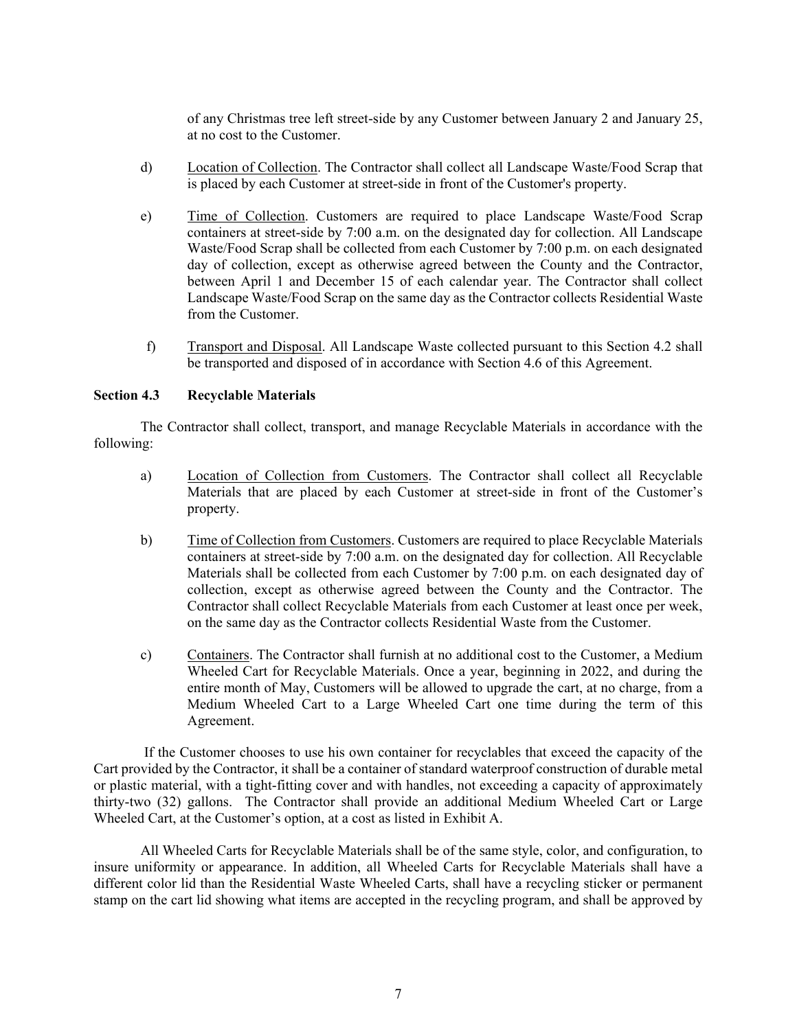of any Christmas tree left street-side by any Customer between January 2 and January 25, at no cost to the Customer.

d) Location of Collection. The Contractor shall collect all Landscape Waste/Food Scrap that is placed by each Customer at street-side in front of the Customer's property.

e) Time of Collection. Customers are required to place Landscape Waste/Food Scrap containers at street-side by 7:00 a.m. on the designated day for collection. All Landscape Waste/Food Scrap shall be collected from each Customer by 7:00 p.m. on each designated day of collection, except as otherwise agreed between the County and the Contractor, between April 1 and December 15 of each calendar year. The Contractor shall collect Landscape Waste/Food Scrap on the same day as the Contractor collects Residential Waste from the Customer.

f) Transport and Disposal. All Landscape Waste collected pursuant to this Section 4.2 shall be transported and disposed of in accordance with Section 4.6 of this Agreement.

**Section 4.3 Recyclable Materials**

The Contractor shall collect, transport, and manage Recyclable Materials in accordance with the following:

a) Location of Collection from Customers. The Contractor shall collect all Recyclable Materials that are placed by each Customer at street-side in front of the Customer's property.

b) Time of Collection from Customers. Customers are required to place Recyclable Materials containers at street-side by 7:00 a.m. on the designated day for collection. All Recyclable Materials shall be collected from each Customer by 7:00 p.m. on each designated day of collection, except as otherwise agreed between the County and the Contractor. The Contractor shall collect Recyclable Materials from each Customer at least once per week, on the same day as the Contractor collects Residential Waste from the Customer.

c) Containers. The Contractor shall furnish at no additional cost to the Customer, a Medium Wheeled Cart for Recyclable Materials. Once a year, beginning in 2022, and during the entire month of May, Customers will be allowed to upgrade the cart, at no charge, from a Medium Wheeled Cart to a Large Wheeled Cart one time during the term of this Agreement.

If the Customer chooses to use his own container for recyclables that exceed the capacity of the Cart provided by the Contractor, it shall be a container of standard waterproof construction of durable metal or plastic material, with a tight-fitting cover and with handles, not exceeding a capacity of approximately thirty-two (32) gallons. The Contractor shall provide an additional Medium Wheeled Cart or Large Wheeled Cart, at the Customer's option, at a cost as listed in Exhibit A.

All Wheeled Carts for Recyclable Materials shall be of the same style, color, and configuration, to insure uniformity or appearance. In addition, all Wheeled Carts for Recyclable Materials shall have a different color lid than the Residential Waste Wheeled Carts, shall have a recycling sticker or permanent stamp on the cart lid showing what items are accepted in the recycling program, and shall be approved by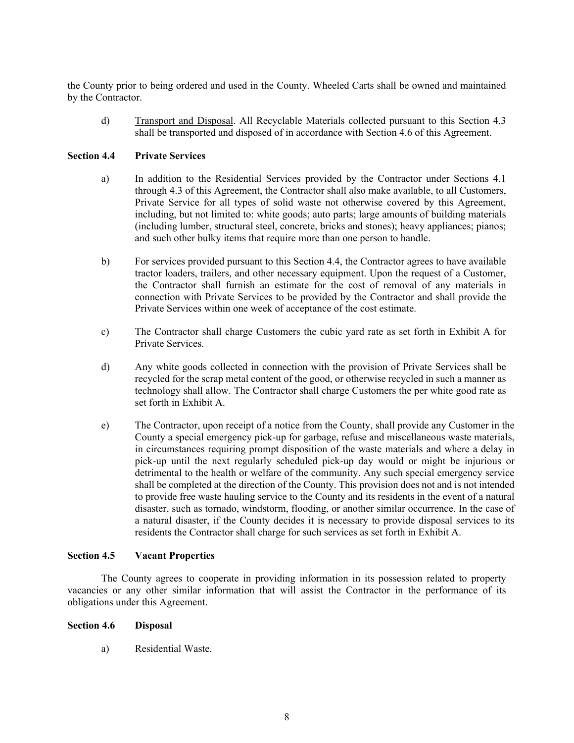the County prior to being ordered and used in the County. Wheeled Carts shall be owned and maintained by the Contractor.

d) Transport and Disposal. All Recyclable Materials collected pursuant to this Section 4.3 shall be transported and disposed of in accordance with Section 4.6 of this Agreement.

**Section 4.4 Private Services**

a) In addition to the Residential Services provided by the Contractor under Sections 4.1 through 4.3 of this Agreement, the Contractor shall also make available, to all Customers, Private Service for all types of solid waste not otherwise covered by this Agreement, including, but not limited to: white goods; auto parts; large amounts of building materials (including lumber, structural steel, concrete, bricks and stones); heavy appliances; pianos; and such other bulky items that require more than one person to handle.

b) For services provided pursuant to this Section 4.4, the Contractor agrees to have available tractor loaders, trailers, and other necessary equipment. Upon the request of a Customer, the Contractor shall furnish an estimate for the cost of removal of any materials in connection with Private Services to be provided by the Contractor and shall provide the Private Services within one week of acceptance of the cost estimate.

c) The Contractor shall charge Customers the cubic yard rate as set forth in Exhibit A for Private Services.

d) Any white goods collected in connection with the provision of Private Services shall be recycled for the scrap metal content of the good, or otherwise recycled in such a manner as technology shall allow. The Contractor shall charge Customers the per white good rate as set forth in Exhibit A.

e) The Contractor, upon receipt of a notice from the County, shall provide any Customer in the County a special emergency pick-up for garbage, refuse and miscellaneous waste materials, in circumstances requiring prompt disposition of the waste materials and where a delay in pick-up until the next regularly scheduled pick-up day would or might be injurious or detrimental to the health or welfare of the community. Any such special emergency service shall be completed at the direction of the County. This provision does not and is not intended to provide free waste hauling service to the County and its residents in the event of a natural disaster, such as tornado, windstorm, flooding, or another similar occurrence. In the case of a natural disaster, if the County decides it is necessary to provide disposal services to its residents the Contractor shall charge for such services as set forth in Exhibit A.

**Section 4.5 Vacant Properties**

The County agrees to cooperate in providing information in its possession related to property vacancies or any other similar information that will assist the Contractor in the performance of its obligations under this Agreement.

**Section 4.6 Disposal**

a) Residential Waste.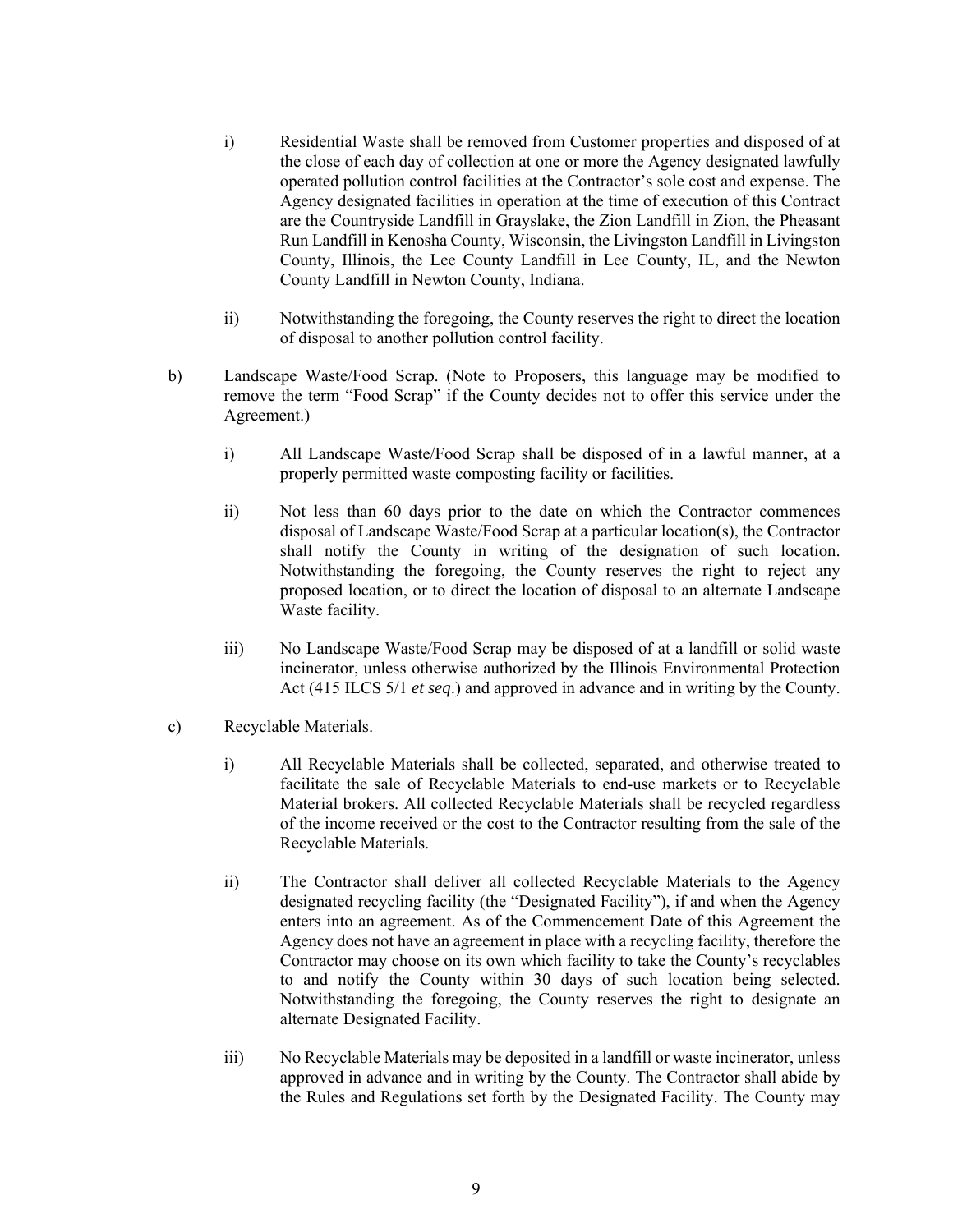i) Residential Waste shall be removed from Customer properties and disposed of at the close of each day of collection at one or more the Agency designated lawfully operated pollution control facilities at the Contractor's sole cost and expense. The Agency designated facilities in operation at the time of execution of this Contract are the Countryside Landfill in Grayslake, the Zion Landfill in Zion, the Pheasant Run Landfill in Kenosha County, Wisconsin, the Livingston Landfill in Livingston County, Illinois, the Lee County Landfill in Lee County, IL, and the Newton County Landfill in Newton County, Indiana.

ii) Notwithstanding the foregoing, the County reserves the right to direct the location of disposal to another pollution control facility.

b) Landscape Waste/Food Scrap. (Note to Proposers, this language may be modified to remove the term "Food Scrap" if the County decides not to offer this service under the Agreement.)

i) All Landscape Waste/Food Scrap shall be disposed of in a lawful manner, at a properly permitted waste composting facility or facilities.

ii) Not less than 60 days prior to the date on which the Contractor commences disposal of Landscape Waste/Food Scrap at a particular location(s), the Contractor shall notify the County in writing of the designation of such location. Notwithstanding the foregoing, the County reserves the right to reject any proposed location, or to direct the location of disposal to an alternate Landscape Waste facility.

iii) No Landscape Waste/Food Scrap may be disposed of at a landfill or solid waste incinerator, unless otherwise authorized by the Illinois Environmental Protection Act (415 ILCS 5/1 *et seq*.) and approved in advance and in writing by the County.

c) Recyclable Materials.

i) All Recyclable Materials shall be collected, separated, and otherwise treated to facilitate the sale of Recyclable Materials to end-use markets or to Recyclable Material brokers. All collected Recyclable Materials shall be recycled regardless of the income received or the cost to the Contractor resulting from the sale of the Recyclable Materials.

ii) The Contractor shall deliver all collected Recyclable Materials to the Agency designated recycling facility (the "Designated Facility"), if and when the Agency enters into an agreement. As of the Commencement Date of this Agreement the Agency does not have an agreement in place with a recycling facility, therefore the Contractor may choose on its own which facility to take the County's recyclables to and notify the County within 30 days of such location being selected. Notwithstanding the foregoing, the County reserves the right to designate an alternate Designated Facility.

iii) No Recyclable Materials may be deposited in a landfill or waste incinerator, unless approved in advance and in writing by the County. The Contractor shall abide by the Rules and Regulations set forth by the Designated Facility. The County may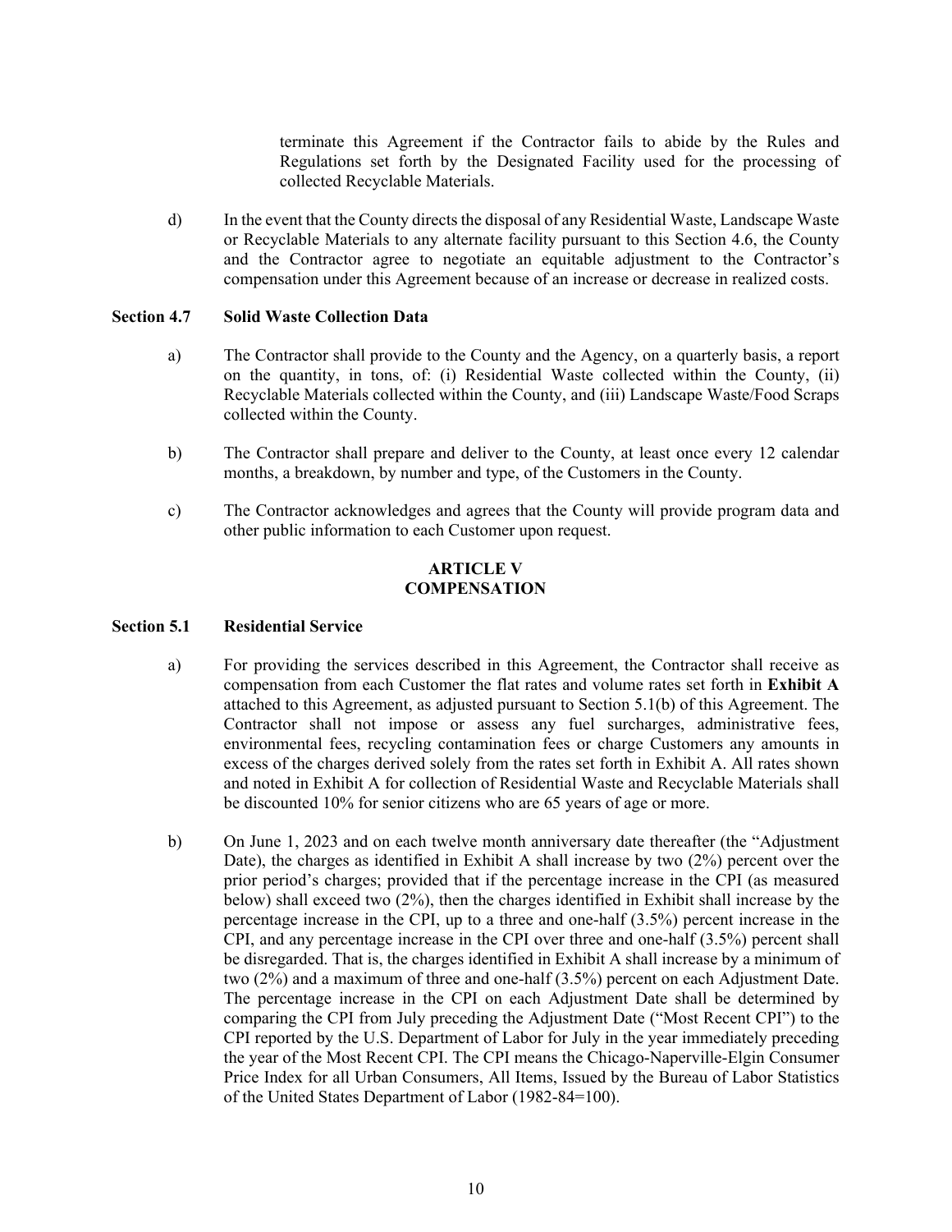terminate this Agreement if the Contractor fails to abide by the Rules and Regulations set forth by the Designated Facility used for the processing of collected Recyclable Materials.

d) In the event that the County directs the disposal of any Residential Waste, Landscape Waste or Recyclable Materials to any alternate facility pursuant to this Section 4.6, the County and the Contractor agree to negotiate an equitable adjustment to the Contractor's compensation under this Agreement because of an increase or decrease in realized costs.

**Section 4.7 Solid Waste Collection Data**

a) The Contractor shall provide to the County and the Agency, on a quarterly basis, a report on the quantity, in tons, of: (i) Residential Waste collected within the County, (ii) Recyclable Materials collected within the County, and (iii) Landscape Waste/Food Scraps collected within the County.

b) The Contractor shall prepare and deliver to the County, at least once every 12 calendar months, a breakdown, by number and type, of the Customers in the County.

c) The Contractor acknowledges and agrees that the County will provide program data and other public information to each Customer upon request.

## ARTICLE V
## COMPENSATION

**Section 5.1 Residential Service**

a) For providing the services described in this Agreement, the Contractor shall receive as compensation from each Customer the flat rates and volume rates set forth in **Exhibit A** attached to this Agreement, as adjusted pursuant to Section 5.1(b) of this Agreement. The Contractor shall not impose or assess any fuel surcharges, administrative fees, environmental fees, recycling contamination fees or charge Customers any amounts in excess of the charges derived solely from the rates set forth in Exhibit A. All rates shown and noted in Exhibit A for collection of Residential Waste and Recyclable Materials shall be discounted 10% for senior citizens who are 65 years of age or more.

b) On June 1, 2023 and on each twelve month anniversary date thereafter (the "Adjustment Date), the charges as identified in Exhibit A shall increase by two (2%) percent over the prior period's charges; provided that if the percentage increase in the CPI (as measured below) shall exceed two (2%), then the charges identified in Exhibit shall increase by the percentage increase in the CPI, up to a three and one-half (3.5%) percent increase in the CPI, and any percentage increase in the CPI over three and one-half (3.5%) percent shall be disregarded. That is, the charges identified in Exhibit A shall increase by a minimum of two (2%) and a maximum of three and one-half (3.5%) percent on each Adjustment Date. The percentage increase in the CPI on each Adjustment Date shall be determined by comparing the CPI from July preceding the Adjustment Date ("Most Recent CPI") to the CPI reported by the U.S. Department of Labor for July in the year immediately preceding the year of the Most Recent CPI. The CPI means the Chicago-Naperville-Elgin Consumer Price Index for all Urban Consumers, All Items, Issued by the Bureau of Labor Statistics of the United States Department of Labor (1982-84=100).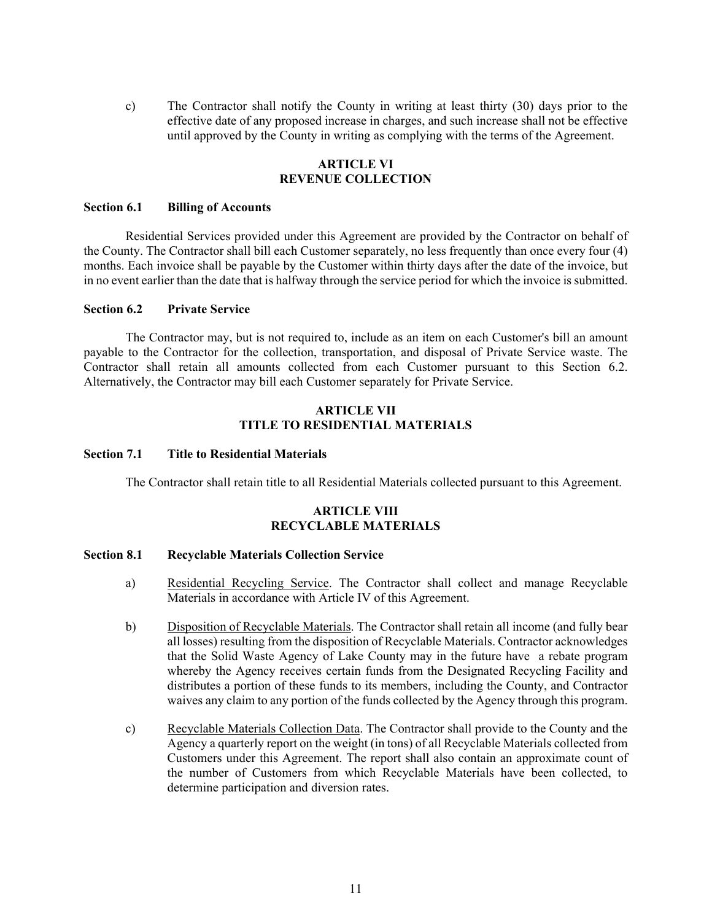c) The Contractor shall notify the County in writing at least thirty (30) days prior to the effective date of any proposed increase in charges, and such increase shall not be effective until approved by the County in writing as complying with the terms of the Agreement.

## ARTICLE VI
## REVENUE COLLECTION

**Section 6.1 Billing of Accounts**

Residential Services provided under this Agreement are provided by the Contractor on behalf of the County. The Contractor shall bill each Customer separately, no less frequently than once every four (4) months. Each invoice shall be payable by the Customer within thirty days after the date of the invoice, but in no event earlier than the date that is halfway through the service period for which the invoice is submitted.

**Section 6.2 Private Service**

The Contractor may, but is not required to, include as an item on each Customer's bill an amount payable to the Contractor for the collection, transportation, and disposal of Private Service waste. The Contractor shall retain all amounts collected from each Customer pursuant to this Section 6.2. Alternatively, the Contractor may bill each Customer separately for Private Service.

## ARTICLE VII
## TITLE TO RESIDENTIAL MATERIALS

**Section 7.1 Title to Residential Materials**

The Contractor shall retain title to all Residential Materials collected pursuant to this Agreement.

## ARTICLE VIII
## RECYCLABLE MATERIALS

**Section 8.1 Recyclable Materials Collection Service**

a) Residential Recycling Service. The Contractor shall collect and manage Recyclable Materials in accordance with Article IV of this Agreement.

b) Disposition of Recyclable Materials. The Contractor shall retain all income (and fully bear all losses) resulting from the disposition of Recyclable Materials. Contractor acknowledges that the Solid Waste Agency of Lake County may in the future have a rebate program whereby the Agency receives certain funds from the Designated Recycling Facility and distributes a portion of these funds to its members, including the County, and Contractor waives any claim to any portion of the funds collected by the Agency through this program.

c) Recyclable Materials Collection Data. The Contractor shall provide to the County and the Agency a quarterly report on the weight (in tons) of all Recyclable Materials collected from Customers under this Agreement. The report shall also contain an approximate count of the number of Customers from which Recyclable Materials have been collected, to determine participation and diversion rates.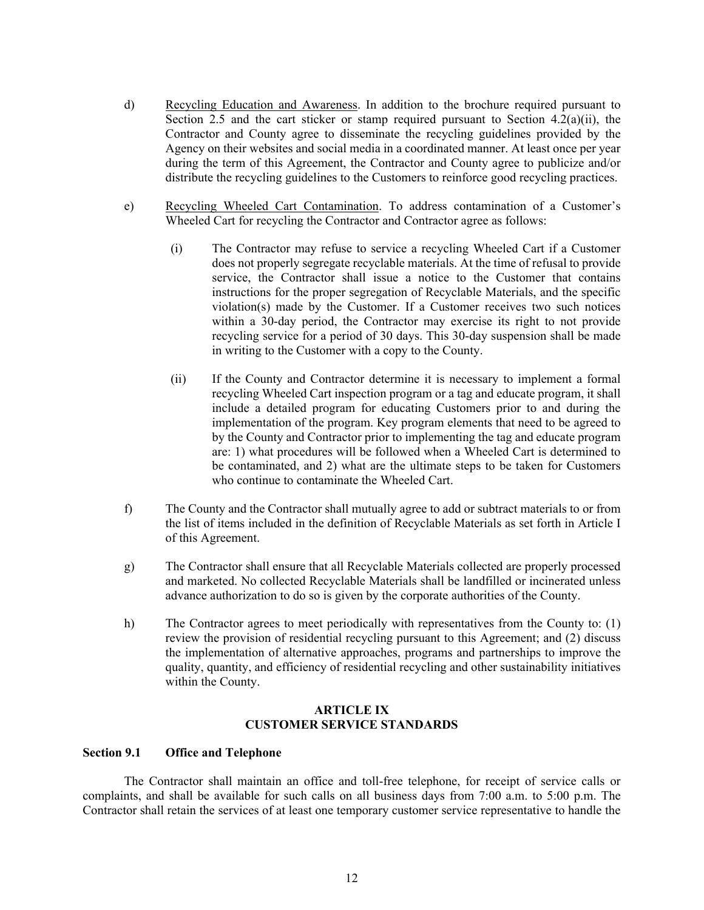d) Recycling Education and Awareness. In addition to the brochure required pursuant to Section 2.5 and the cart sticker or stamp required pursuant to Section 4.2(a)(ii), the Contractor and County agree to disseminate the recycling guidelines provided by the Agency on their websites and social media in a coordinated manner. At least once per year during the term of this Agreement, the Contractor and County agree to publicize and/or distribute the recycling guidelines to the Customers to reinforce good recycling practices.

e) Recycling Wheeled Cart Contamination. To address contamination of a Customer's Wheeled Cart for recycling the Contractor and Contractor agree as follows:

(i) The Contractor may refuse to service a recycling Wheeled Cart if a Customer does not properly segregate recyclable materials. At the time of refusal to provide service, the Contractor shall issue a notice to the Customer that contains instructions for the proper segregation of Recyclable Materials, and the specific violation(s) made by the Customer. If a Customer receives two such notices within a 30-day period, the Contractor may exercise its right to not provide recycling service for a period of 30 days. This 30-day suspension shall be made in writing to the Customer with a copy to the County.

(ii) If the County and Contractor determine it is necessary to implement a formal recycling Wheeled Cart inspection program or a tag and educate program, it shall include a detailed program for educating Customers prior to and during the implementation of the program. Key program elements that need to be agreed to by the County and Contractor prior to implementing the tag and educate program are: 1) what procedures will be followed when a Wheeled Cart is determined to be contaminated, and 2) what are the ultimate steps to be taken for Customers who continue to contaminate the Wheeled Cart.

f) The County and the Contractor shall mutually agree to add or subtract materials to or from the list of items included in the definition of Recyclable Materials as set forth in Article I of this Agreement.

g) The Contractor shall ensure that all Recyclable Materials collected are properly processed and marketed. No collected Recyclable Materials shall be landfilled or incinerated unless advance authorization to do so is given by the corporate authorities of the County.

h) The Contractor agrees to meet periodically with representatives from the County to: (1) review the provision of residential recycling pursuant to this Agreement; and (2) discuss the implementation of alternative approaches, programs and partnerships to improve the quality, quantity, and efficiency of residential recycling and other sustainability initiatives within the County.

## ARTICLE IX
## CUSTOMER SERVICE STANDARDS

### Section 9.1 Office and Telephone

The Contractor shall maintain an office and toll-free telephone, for receipt of service calls or complaints, and shall be available for such calls on all business days from 7:00 a.m. to 5:00 p.m. The Contractor shall retain the services of at least one temporary customer service representative to handle the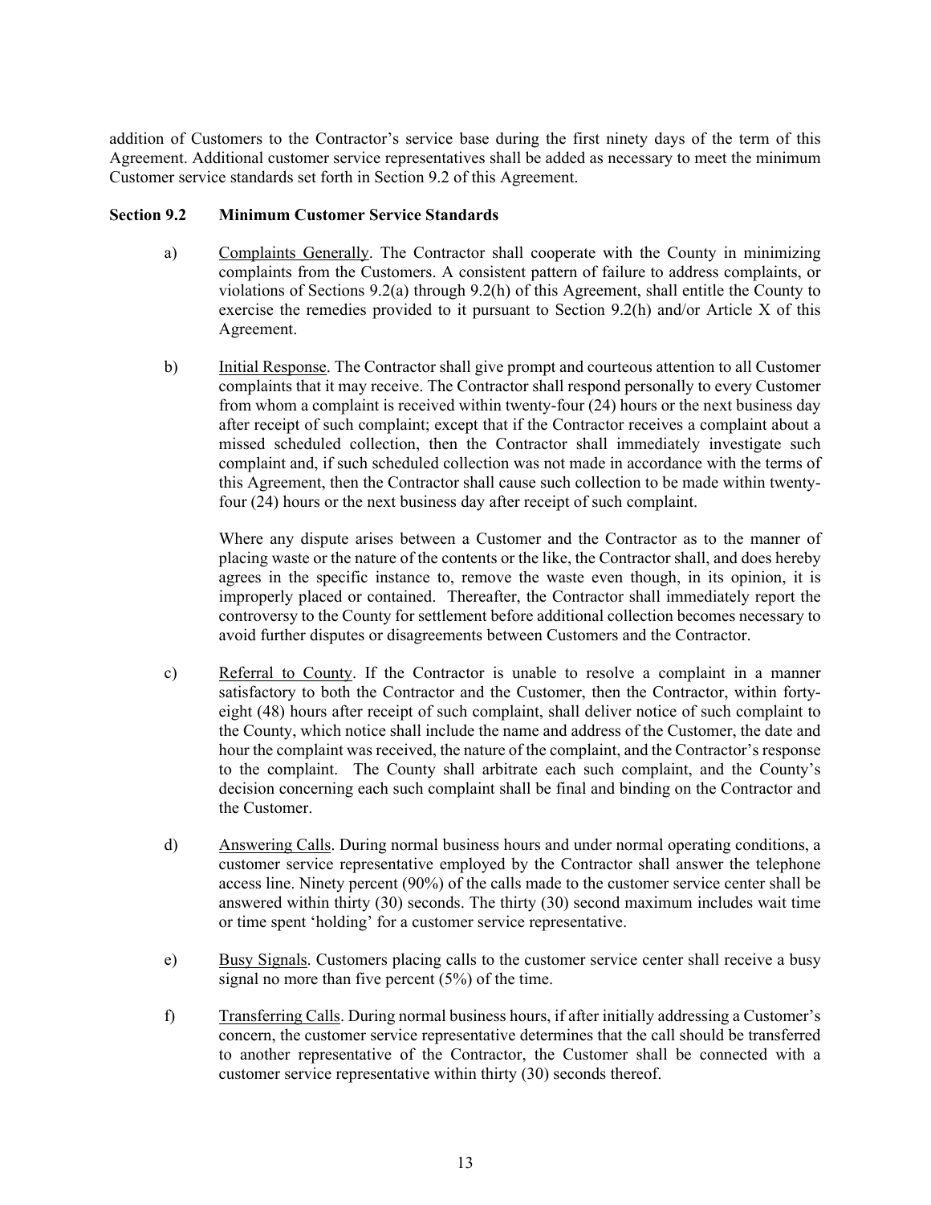addition of Customers to the Contractor's service base during the first ninety days of the term of this Agreement. Additional customer service representatives shall be added as necessary to meet the minimum Customer service standards set forth in Section 9.2 of this Agreement.

**Section 9.2 Minimum Customer Service Standards**

a) Complaints Generally. The Contractor shall cooperate with the County in minimizing complaints from the Customers. A consistent pattern of failure to address complaints, or violations of Sections 9.2(a) through 9.2(h) of this Agreement, shall entitle the County to exercise the remedies provided to it pursuant to Section 9.2(h) and/or Article X of this Agreement.

b) Initial Response. The Contractor shall give prompt and courteous attention to all Customer complaints that it may receive. The Contractor shall respond personally to every Customer from whom a complaint is received within twenty-four (24) hours or the next business day after receipt of such complaint; except that if the Contractor receives a complaint about a missed scheduled collection, then the Contractor shall immediately investigate such complaint and, if such scheduled collection was not made in accordance with the terms of this Agreement, then the Contractor shall cause such collection to be made within twenty-four (24) hours or the next business day after receipt of such complaint.

Where any dispute arises between a Customer and the Contractor as to the manner of placing waste or the nature of the contents or the like, the Contractor shall, and does hereby agrees in the specific instance to, remove the waste even though, in its opinion, it is improperly placed or contained. Thereafter, the Contractor shall immediately report the controversy to the County for settlement before additional collection becomes necessary to avoid further disputes or disagreements between Customers and the Contractor.

c) Referral to County. If the Contractor is unable to resolve a complaint in a manner satisfactory to both the Contractor and the Customer, then the Contractor, within forty-eight (48) hours after receipt of such complaint, shall deliver notice of such complaint to the County, which notice shall include the name and address of the Customer, the date and hour the complaint was received, the nature of the complaint, and the Contractor's response to the complaint. The County shall arbitrate each such complaint, and the County's decision concerning each such complaint shall be final and binding on the Contractor and the Customer.

d) Answering Calls. During normal business hours and under normal operating conditions, a customer service representative employed by the Contractor shall answer the telephone access line. Ninety percent (90%) of the calls made to the customer service center shall be answered within thirty (30) seconds. The thirty (30) second maximum includes wait time or time spent 'holding' for a customer service representative.

e) Busy Signals. Customers placing calls to the customer service center shall receive a busy signal no more than five percent (5%) of the time.

f) Transferring Calls. During normal business hours, if after initially addressing a Customer's concern, the customer service representative determines that the call should be transferred to another representative of the Contractor, the Customer shall be connected with a customer service representative within thirty (30) seconds thereof.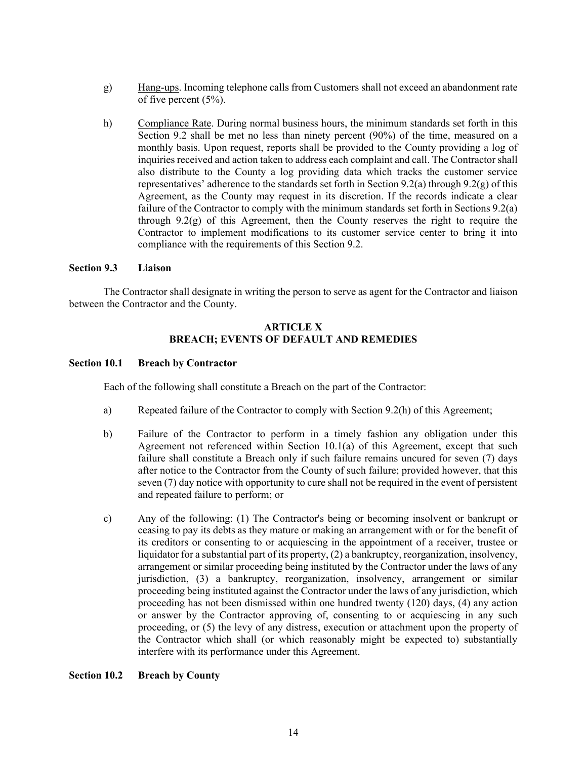g) Hang-ups. Incoming telephone calls from Customers shall not exceed an abandonment rate of five percent (5%).

h) Compliance Rate. During normal business hours, the minimum standards set forth in this Section 9.2 shall be met no less than ninety percent (90%) of the time, measured on a monthly basis. Upon request, reports shall be provided to the County providing a log of inquiries received and action taken to address each complaint and call. The Contractor shall also distribute to the County a log providing data which tracks the customer service representatives' adherence to the standards set forth in Section 9.2(a) through 9.2(g) of this Agreement, as the County may request in its discretion. If the records indicate a clear failure of the Contractor to comply with the minimum standards set forth in Sections 9.2(a) through 9.2(g) of this Agreement, then the County reserves the right to require the Contractor to implement modifications to its customer service center to bring it into compliance with the requirements of this Section 9.2.

**Section 9.3 Liaison**

The Contractor shall designate in writing the person to serve as agent for the Contractor and liaison between the Contractor and the County.

## ARTICLE X
## BREACH; EVENTS OF DEFAULT AND REMEDIES

**Section 10.1 Breach by Contractor**

Each of the following shall constitute a Breach on the part of the Contractor:

a) Repeated failure of the Contractor to comply with Section 9.2(h) of this Agreement;

b) Failure of the Contractor to perform in a timely fashion any obligation under this Agreement not referenced within Section 10.1(a) of this Agreement, except that such failure shall constitute a Breach only if such failure remains uncured for seven (7) days after notice to the Contractor from the County of such failure; provided however, that this seven (7) day notice with opportunity to cure shall not be required in the event of persistent and repeated failure to perform; or

c) Any of the following: (1) The Contractor's being or becoming insolvent or bankrupt or ceasing to pay its debts as they mature or making an arrangement with or for the benefit of its creditors or consenting to or acquiescing in the appointment of a receiver, trustee or liquidator for a substantial part of its property, (2) a bankruptcy, reorganization, insolvency, arrangement or similar proceeding being instituted by the Contractor under the laws of any jurisdiction, (3) a bankruptcy, reorganization, insolvency, arrangement or similar proceeding being instituted against the Contractor under the laws of any jurisdiction, which proceeding has not been dismissed within one hundred twenty (120) days, (4) any action or answer by the Contractor approving of, consenting to or acquiescing in any such proceeding, or (5) the levy of any distress, execution or attachment upon the property of the Contractor which shall (or which reasonably might be expected to) substantially interfere with its performance under this Agreement.

**Section 10.2 Breach by County**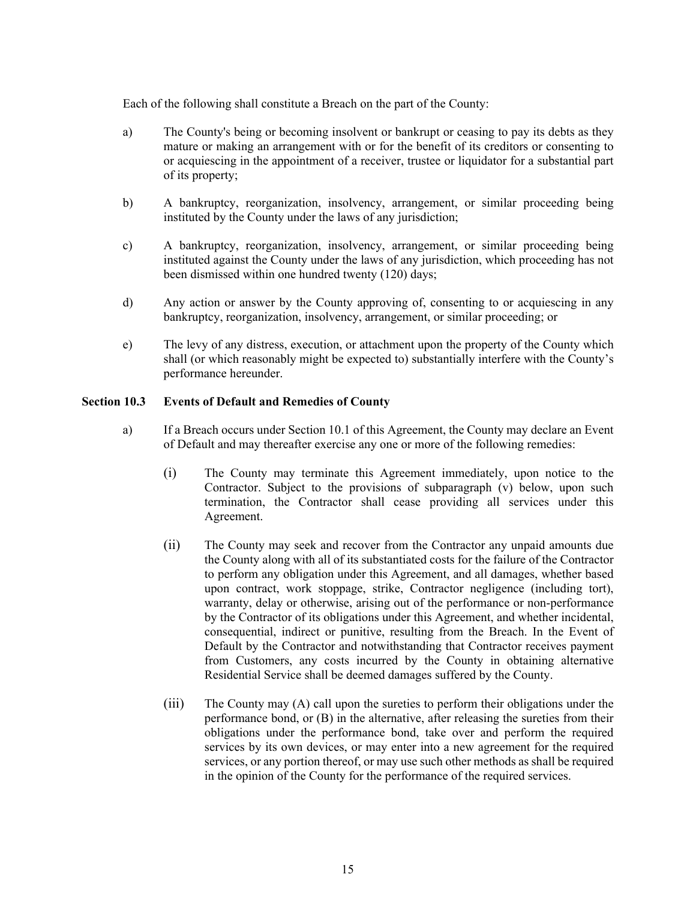Each of the following shall constitute a Breach on the part of the County:

a) The County's being or becoming insolvent or bankrupt or ceasing to pay its debts as they mature or making an arrangement with or for the benefit of its creditors or consenting to or acquiescing in the appointment of a receiver, trustee or liquidator for a substantial part of its property;

b) A bankruptcy, reorganization, insolvency, arrangement, or similar proceeding being instituted by the County under the laws of any jurisdiction;

c) A bankruptcy, reorganization, insolvency, arrangement, or similar proceeding being instituted against the County under the laws of any jurisdiction, which proceeding has not been dismissed within one hundred twenty (120) days;

d) Any action or answer by the County approving of, consenting to or acquiescing in any bankruptcy, reorganization, insolvency, arrangement, or similar proceeding; or

e) The levy of any distress, execution, or attachment upon the property of the County which shall (or which reasonably might be expected to) substantially interfere with the County's performance hereunder.

**Section 10.3 Events of Default and Remedies of County**

a) If a Breach occurs under Section 10.1 of this Agreement, the County may declare an Event of Default and may thereafter exercise any one or more of the following remedies:

(i) The County may terminate this Agreement immediately, upon notice to the Contractor. Subject to the provisions of subparagraph (v) below, upon such termination, the Contractor shall cease providing all services under this Agreement.

(ii) The County may seek and recover from the Contractor any unpaid amounts due the County along with all of its substantiated costs for the failure of the Contractor to perform any obligation under this Agreement, and all damages, whether based upon contract, work stoppage, strike, Contractor negligence (including tort), warranty, delay or otherwise, arising out of the performance or non-performance by the Contractor of its obligations under this Agreement, and whether incidental, consequential, indirect or punitive, resulting from the Breach. In the Event of Default by the Contractor and notwithstanding that Contractor receives payment from Customers, any costs incurred by the County in obtaining alternative Residential Service shall be deemed damages suffered by the County.

(iii) The County may (A) call upon the sureties to perform their obligations under the performance bond, or (B) in the alternative, after releasing the sureties from their obligations under the performance bond, take over and perform the required services by its own devices, or may enter into a new agreement for the required services, or any portion thereof, or may use such other methods as shall be required in the opinion of the County for the performance of the required services.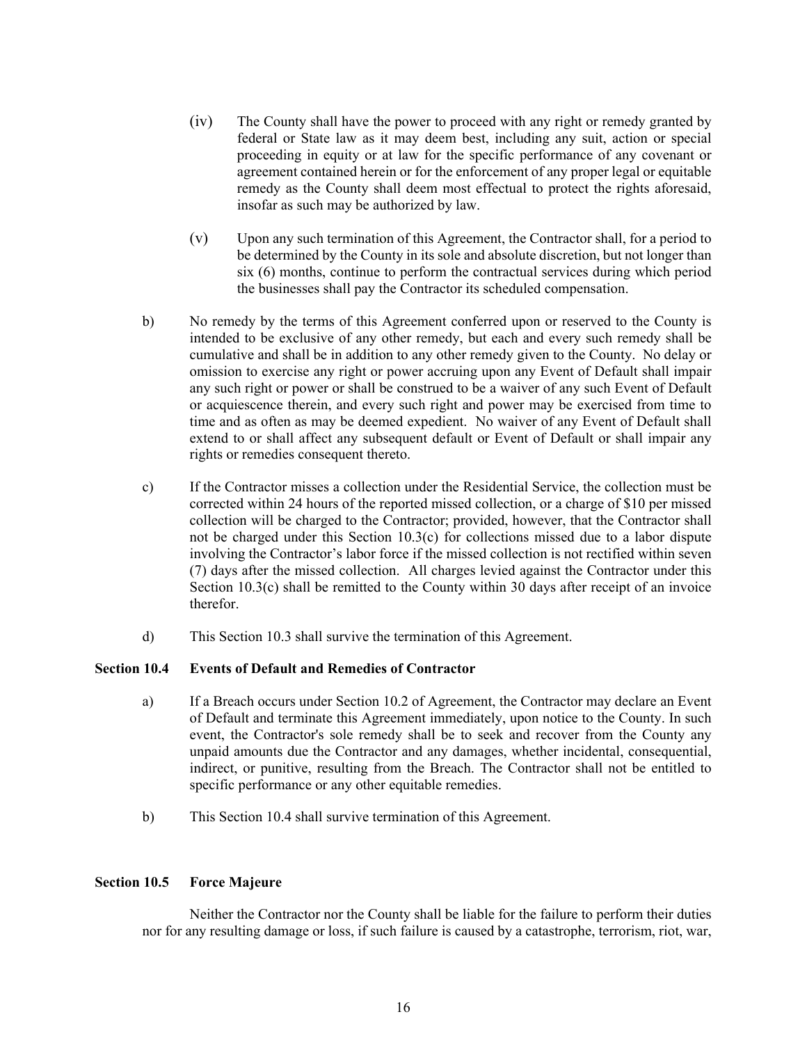(iv) The County shall have the power to proceed with any right or remedy granted by federal or State law as it may deem best, including any suit, action or special proceeding in equity or at law for the specific performance of any covenant or agreement contained herein or for the enforcement of any proper legal or equitable remedy as the County shall deem most effectual to protect the rights aforesaid, insofar as such may be authorized by law.

(v) Upon any such termination of this Agreement, the Contractor shall, for a period to be determined by the County in its sole and absolute discretion, but not longer than six (6) months, continue to perform the contractual services during which period the businesses shall pay the Contractor its scheduled compensation.

b) No remedy by the terms of this Agreement conferred upon or reserved to the County is intended to be exclusive of any other remedy, but each and every such remedy shall be cumulative and shall be in addition to any other remedy given to the County. No delay or omission to exercise any right or power accruing upon any Event of Default shall impair any such right or power or shall be construed to be a waiver of any such Event of Default or acquiescence therein, and every such right and power may be exercised from time to time and as often as may be deemed expedient. No waiver of any Event of Default shall extend to or shall affect any subsequent default or Event of Default or shall impair any rights or remedies consequent thereto.

c) If the Contractor misses a collection under the Residential Service, the collection must be corrected within 24 hours of the reported missed collection, or a charge of $10 per missed collection will be charged to the Contractor; provided, however, that the Contractor shall not be charged under this Section 10.3(c) for collections missed due to a labor dispute involving the Contractor's labor force if the missed collection is not rectified within seven (7) days after the missed collection. All charges levied against the Contractor under this Section 10.3(c) shall be remitted to the County within 30 days after receipt of an invoice therefor.

d) This Section 10.3 shall survive the termination of this Agreement.

**Section 10.4 Events of Default and Remedies of Contractor**

a) If a Breach occurs under Section 10.2 of Agreement, the Contractor may declare an Event of Default and terminate this Agreement immediately, upon notice to the County. In such event, the Contractor's sole remedy shall be to seek and recover from the County any unpaid amounts due the Contractor and any damages, whether incidental, consequential, indirect, or punitive, resulting from the Breach. The Contractor shall not be entitled to specific performance or any other equitable remedies.

b) This Section 10.4 shall survive termination of this Agreement.

**Section 10.5 Force Majeure**

Neither the Contractor nor the County shall be liable for the failure to perform their duties nor for any resulting damage or loss, if such failure is caused by a catastrophe, terrorism, riot, war,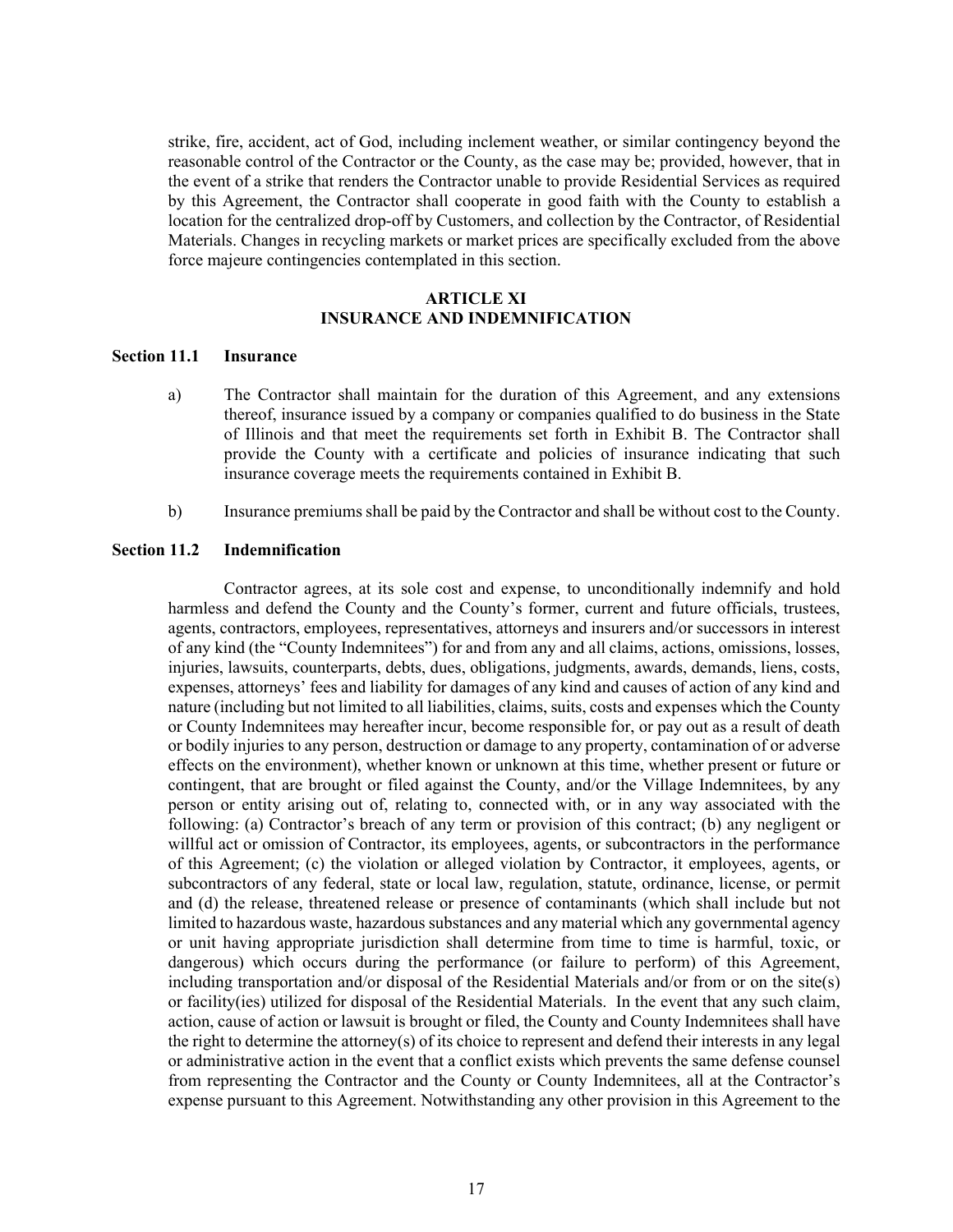strike, fire, accident, act of God, including inclement weather, or similar contingency beyond the reasonable control of the Contractor or the County, as the case may be; provided, however, that in the event of a strike that renders the Contractor unable to provide Residential Services as required by this Agreement, the Contractor shall cooperate in good faith with the County to establish a location for the centralized drop-off by Customers, and collection by the Contractor, of Residential Materials. Changes in recycling markets or market prices are specifically excluded from the above force majeure contingencies contemplated in this section.

## ARTICLE XI
## INSURANCE AND INDEMNIFICATION

### Section 11.1 Insurance

a) The Contractor shall maintain for the duration of this Agreement, and any extensions thereof, insurance issued by a company or companies qualified to do business in the State of Illinois and that meet the requirements set forth in Exhibit B. The Contractor shall provide the County with a certificate and policies of insurance indicating that such insurance coverage meets the requirements contained in Exhibit B.

b) Insurance premiums shall be paid by the Contractor and shall be without cost to the County.

### Section 11.2 Indemnification

Contractor agrees, at its sole cost and expense, to unconditionally indemnify and hold harmless and defend the County and the County's former, current and future officials, trustees, agents, contractors, employees, representatives, attorneys and insurers and/or successors in interest of any kind (the "County Indemnitees") for and from any and all claims, actions, omissions, losses, injuries, lawsuits, counterparts, debts, dues, obligations, judgments, awards, demands, liens, costs, expenses, attorneys' fees and liability for damages of any kind and causes of action of any kind and nature (including but not limited to all liabilities, claims, suits, costs and expenses which the County or County Indemnitees may hereafter incur, become responsible for, or pay out as a result of death or bodily injuries to any person, destruction or damage to any property, contamination of or adverse effects on the environment), whether known or unknown at this time, whether present or future or contingent, that are brought or filed against the County, and/or the Village Indemnitees, by any person or entity arising out of, relating to, connected with, or in any way associated with the following: (a) Contractor's breach of any term or provision of this contract; (b) any negligent or willful act or omission of Contractor, its employees, agents, or subcontractors in the performance of this Agreement; (c) the violation or alleged violation by Contractor, it employees, agents, or subcontractors of any federal, state or local law, regulation, statute, ordinance, license, or permit and (d) the release, threatened release or presence of contaminants (which shall include but not limited to hazardous waste, hazardous substances and any material which any governmental agency or unit having appropriate jurisdiction shall determine from time to time is harmful, toxic, or dangerous) which occurs during the performance (or failure to perform) of this Agreement, including transportation and/or disposal of the Residential Materials and/or from or on the site(s) or facility(ies) utilized for disposal of the Residential Materials. In the event that any such claim, action, cause of action or lawsuit is brought or filed, the County and County Indemnitees shall have the right to determine the attorney(s) of its choice to represent and defend their interests in any legal or administrative action in the event that a conflict exists which prevents the same defense counsel from representing the Contractor and the County or County Indemnitees, all at the Contractor's expense pursuant to this Agreement. Notwithstanding any other provision in this Agreement to the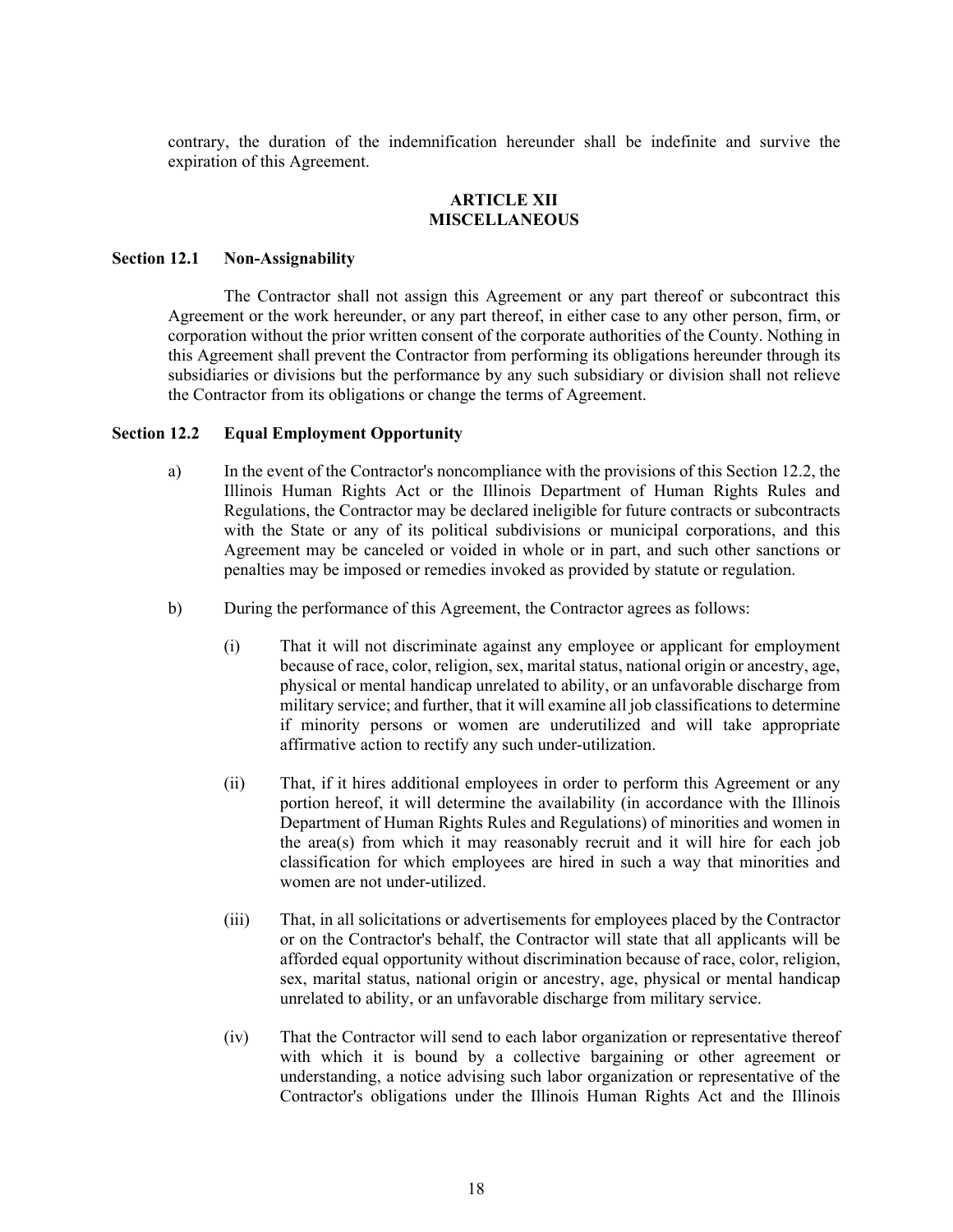contrary, the duration of the indemnification hereunder shall be indefinite and survive the expiration of this Agreement.

## ARTICLE XII
## MISCELLANEOUS

### Section 12.1 Non-Assignability

The Contractor shall not assign this Agreement or any part thereof or subcontract this Agreement or the work hereunder, or any part thereof, in either case to any other person, firm, or corporation without the prior written consent of the corporate authorities of the County. Nothing in this Agreement shall prevent the Contractor from performing its obligations hereunder through its subsidiaries or divisions but the performance by any such subsidiary or division shall not relieve the Contractor from its obligations or change the terms of Agreement.

### Section 12.2 Equal Employment Opportunity

a) In the event of the Contractor's noncompliance with the provisions of this Section 12.2, the Illinois Human Rights Act or the Illinois Department of Human Rights Rules and Regulations, the Contractor may be declared ineligible for future contracts or subcontracts with the State or any of its political subdivisions or municipal corporations, and this Agreement may be canceled or voided in whole or in part, and such other sanctions or penalties may be imposed or remedies invoked as provided by statute or regulation.

b) During the performance of this Agreement, the Contractor agrees as follows:

(i) That it will not discriminate against any employee or applicant for employment because of race, color, religion, sex, marital status, national origin or ancestry, age, physical or mental handicap unrelated to ability, or an unfavorable discharge from military service; and further, that it will examine all job classifications to determine if minority persons or women are underutilized and will take appropriate affirmative action to rectify any such under-utilization.

(ii) That, if it hires additional employees in order to perform this Agreement or any portion hereof, it will determine the availability (in accordance with the Illinois Department of Human Rights Rules and Regulations) of minorities and women in the area(s) from which it may reasonably recruit and it will hire for each job classification for which employees are hired in such a way that minorities and women are not under-utilized.

(iii) That, in all solicitations or advertisements for employees placed by the Contractor or on the Contractor's behalf, the Contractor will state that all applicants will be afforded equal opportunity without discrimination because of race, color, religion, sex, marital status, national origin or ancestry, age, physical or mental handicap unrelated to ability, or an unfavorable discharge from military service.

(iv) That the Contractor will send to each labor organization or representative thereof with which it is bound by a collective bargaining or other agreement or understanding, a notice advising such labor organization or representative of the Contractor's obligations under the Illinois Human Rights Act and the Illinois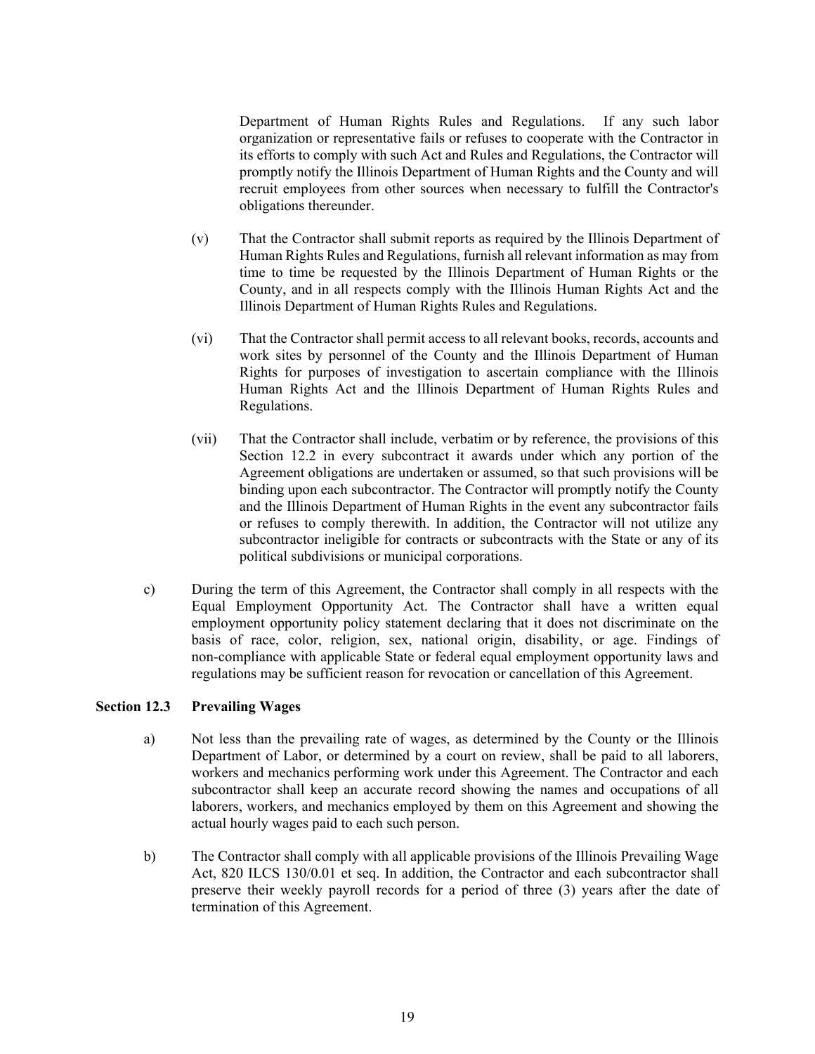Department of Human Rights Rules and Regulations. If any such labor organization or representative fails or refuses to cooperate with the Contractor in its efforts to comply with such Act and Rules and Regulations, the Contractor will promptly notify the Illinois Department of Human Rights and the County and will recruit employees from other sources when necessary to fulfill the Contractor's obligations thereunder.

(v) That the Contractor shall submit reports as required by the Illinois Department of Human Rights Rules and Regulations, furnish all relevant information as may from time to time be requested by the Illinois Department of Human Rights or the County, and in all respects comply with the Illinois Human Rights Act and the Illinois Department of Human Rights Rules and Regulations.

(vi) That the Contractor shall permit access to all relevant books, records, accounts and work sites by personnel of the County and the Illinois Department of Human Rights for purposes of investigation to ascertain compliance with the Illinois Human Rights Act and the Illinois Department of Human Rights Rules and Regulations.

(vii) That the Contractor shall include, verbatim or by reference, the provisions of this Section 12.2 in every subcontract it awards under which any portion of the Agreement obligations are undertaken or assumed, so that such provisions will be binding upon each subcontractor. The Contractor will promptly notify the County and the Illinois Department of Human Rights in the event any subcontractor fails or refuses to comply therewith. In addition, the Contractor will not utilize any subcontractor ineligible for contracts or subcontracts with the State or any of its political subdivisions or municipal corporations.

c) During the term of this Agreement, the Contractor shall comply in all respects with the Equal Employment Opportunity Act. The Contractor shall have a written equal employment opportunity policy statement declaring that it does not discriminate on the basis of race, color, religion, sex, national origin, disability, or age. Findings of non-compliance with applicable State or federal equal employment opportunity laws and regulations may be sufficient reason for revocation or cancellation of this Agreement.

**Section 12.3 Prevailing Wages**

a) Not less than the prevailing rate of wages, as determined by the County or the Illinois Department of Labor, or determined by a court on review, shall be paid to all laborers, workers and mechanics performing work under this Agreement. The Contractor and each subcontractor shall keep an accurate record showing the names and occupations of all laborers, workers, and mechanics employed by them on this Agreement and showing the actual hourly wages paid to each such person.

b) The Contractor shall comply with all applicable provisions of the Illinois Prevailing Wage Act, 820 ILCS 130/0.01 et seq. In addition, the Contractor and each subcontractor shall preserve their weekly payroll records for a period of three (3) years after the date of termination of this Agreement.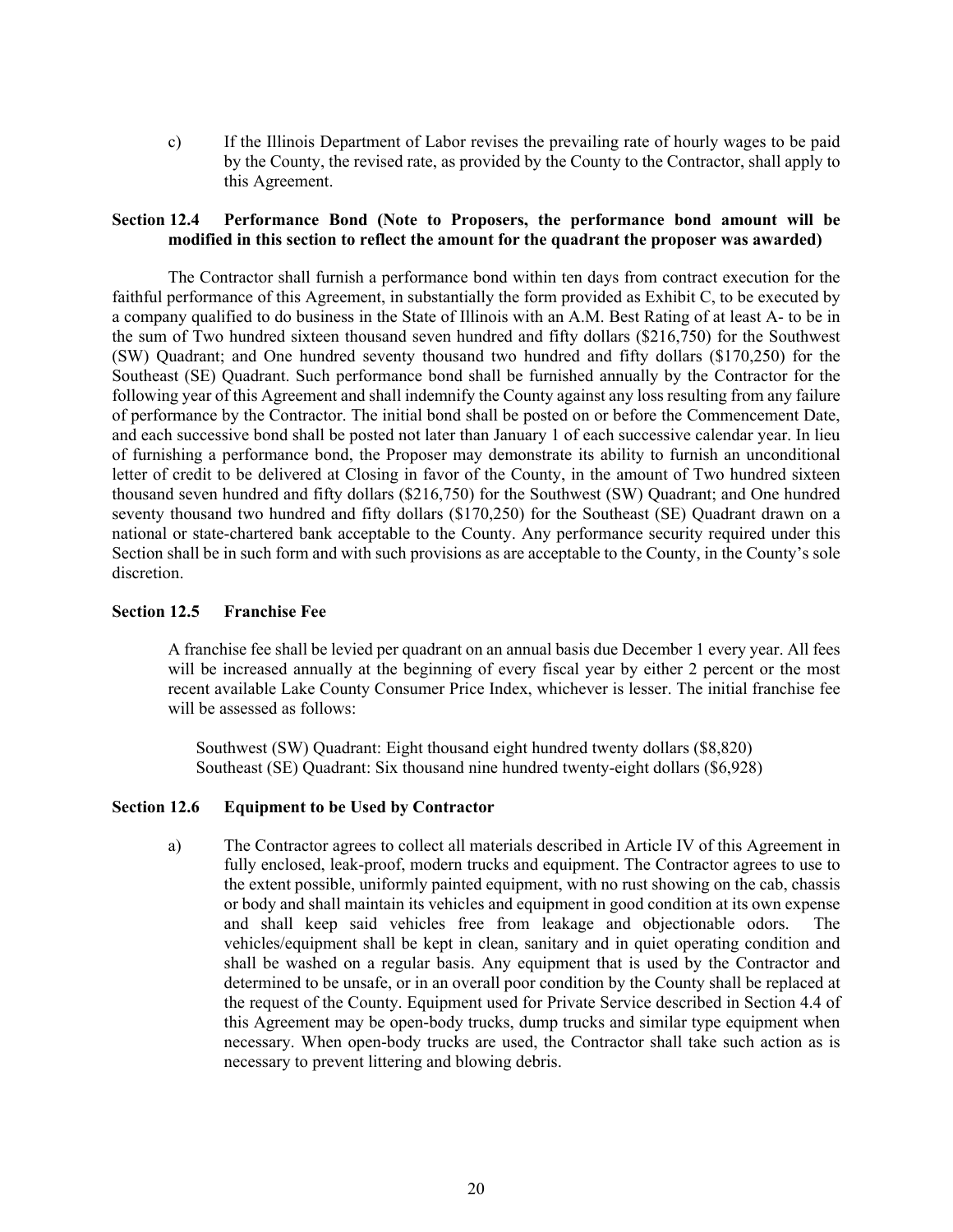c) If the Illinois Department of Labor revises the prevailing rate of hourly wages to be paid by the County, the revised rate, as provided by the County to the Contractor, shall apply to this Agreement.

**Section 12.4 Performance Bond (Note to Proposers, the performance bond amount will be modified in this section to reflect the amount for the quadrant the proposer was awarded)**

The Contractor shall furnish a performance bond within ten days from contract execution for the faithful performance of this Agreement, in substantially the form provided as Exhibit C, to be executed by a company qualified to do business in the State of Illinois with an A.M. Best Rating of at least A- to be in the sum of Two hundred sixteen thousand seven hundred and fifty dollars ($216,750) for the Southwest (SW) Quadrant; and One hundred seventy thousand two hundred and fifty dollars ($170,250) for the Southeast (SE) Quadrant. Such performance bond shall be furnished annually by the Contractor for the following year of this Agreement and shall indemnify the County against any loss resulting from any failure of performance by the Contractor. The initial bond shall be posted on or before the Commencement Date, and each successive bond shall be posted not later than January 1 of each successive calendar year. In lieu of furnishing a performance bond, the Proposer may demonstrate its ability to furnish an unconditional letter of credit to be delivered at Closing in favor of the County, in the amount of Two hundred sixteen thousand seven hundred and fifty dollars ($216,750) for the Southwest (SW) Quadrant; and One hundred seventy thousand two hundred and fifty dollars ($170,250) for the Southeast (SE) Quadrant drawn on a national or state-chartered bank acceptable to the County. Any performance security required under this Section shall be in such form and with such provisions as are acceptable to the County, in the County's sole discretion.

**Section 12.5 Franchise Fee**

A franchise fee shall be levied per quadrant on an annual basis due December 1 every year. All fees will be increased annually at the beginning of every fiscal year by either 2 percent or the most recent available Lake County Consumer Price Index, whichever is lesser. The initial franchise fee will be assessed as follows:

Southwest (SW) Quadrant: Eight thousand eight hundred twenty dollars ($8,820)
Southeast (SE) Quadrant: Six thousand nine hundred twenty-eight dollars ($6,928)

**Section 12.6 Equipment to be Used by Contractor**

a) The Contractor agrees to collect all materials described in Article IV of this Agreement in fully enclosed, leak-proof, modern trucks and equipment. The Contractor agrees to use to the extent possible, uniformly painted equipment, with no rust showing on the cab, chassis or body and shall maintain its vehicles and equipment in good condition at its own expense and shall keep said vehicles free from leakage and objectionable odors. The vehicles/equipment shall be kept in clean, sanitary and in quiet operating condition and shall be washed on a regular basis. Any equipment that is used by the Contractor and determined to be unsafe, or in an overall poor condition by the County shall be replaced at the request of the County. Equipment used for Private Service described in Section 4.4 of this Agreement may be open-body trucks, dump trucks and similar type equipment when necessary. When open-body trucks are used, the Contractor shall take such action as is necessary to prevent littering and blowing debris.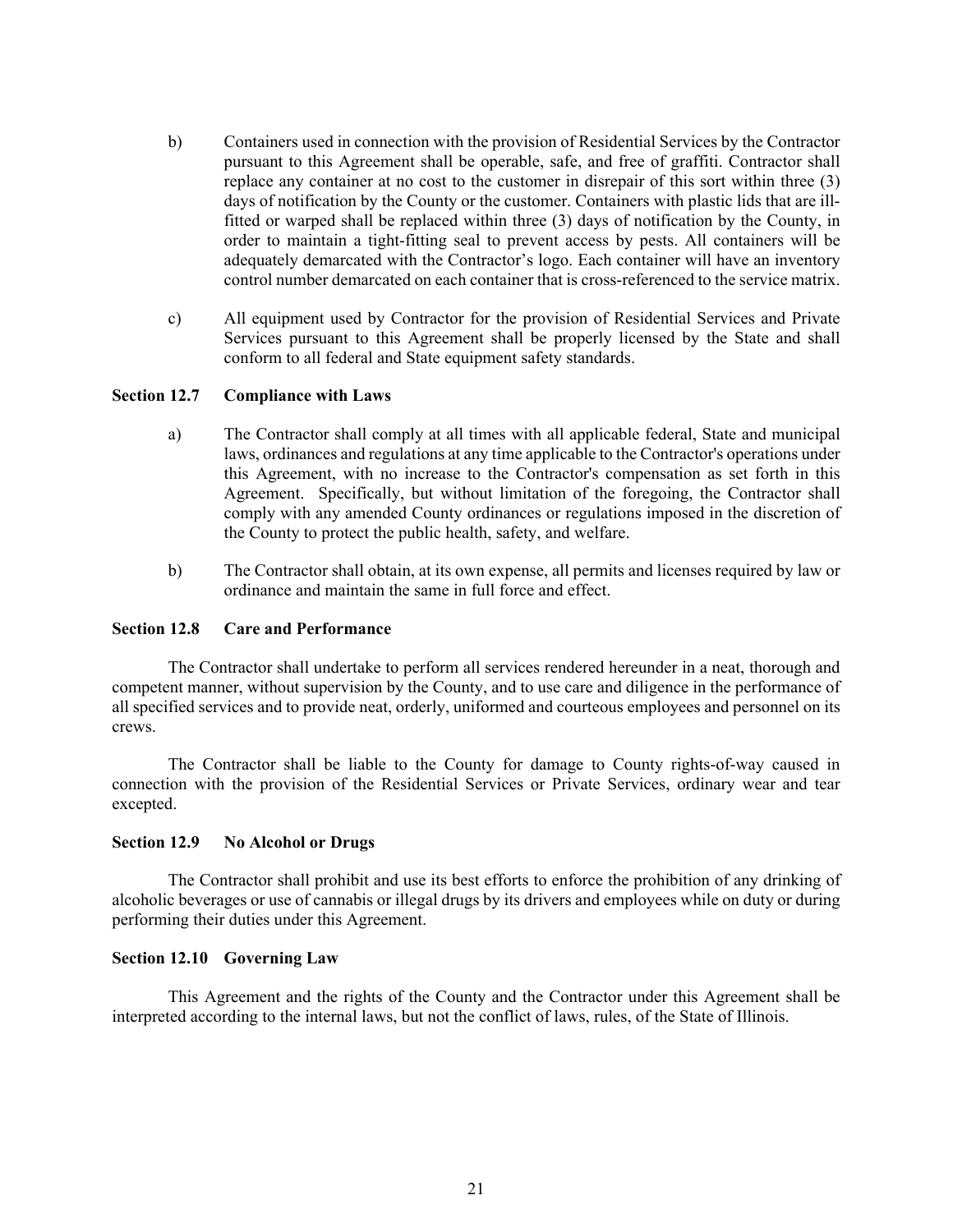b) Containers used in connection with the provision of Residential Services by the Contractor pursuant to this Agreement shall be operable, safe, and free of graffiti. Contractor shall replace any container at no cost to the customer in disrepair of this sort within three (3) days of notification by the County or the customer. Containers with plastic lids that are ill-fitted or warped shall be replaced within three (3) days of notification by the County, in order to maintain a tight-fitting seal to prevent access by pests. All containers will be adequately demarcated with the Contractor's logo. Each container will have an inventory control number demarcated on each container that is cross-referenced to the service matrix.

c) All equipment used by Contractor for the provision of Residential Services and Private Services pursuant to this Agreement shall be properly licensed by the State and shall conform to all federal and State equipment safety standards.

**Section 12.7 Compliance with Laws**

a) The Contractor shall comply at all times with all applicable federal, State and municipal laws, ordinances and regulations at any time applicable to the Contractor's operations under this Agreement, with no increase to the Contractor's compensation as set forth in this Agreement. Specifically, but without limitation of the foregoing, the Contractor shall comply with any amended County ordinances or regulations imposed in the discretion of the County to protect the public health, safety, and welfare.

b) The Contractor shall obtain, at its own expense, all permits and licenses required by law or ordinance and maintain the same in full force and effect.

**Section 12.8 Care and Performance**

The Contractor shall undertake to perform all services rendered hereunder in a neat, thorough and competent manner, without supervision by the County, and to use care and diligence in the performance of all specified services and to provide neat, orderly, uniformed and courteous employees and personnel on its crews.

The Contractor shall be liable to the County for damage to County rights-of-way caused in connection with the provision of the Residential Services or Private Services, ordinary wear and tear excepted.

**Section 12.9 No Alcohol or Drugs**

The Contractor shall prohibit and use its best efforts to enforce the prohibition of any drinking of alcoholic beverages or use of cannabis or illegal drugs by its drivers and employees while on duty or during performing their duties under this Agreement.

**Section 12.10 Governing Law**

This Agreement and the rights of the County and the Contractor under this Agreement shall be interpreted according to the internal laws, but not the conflict of laws, rules, of the State of Illinois.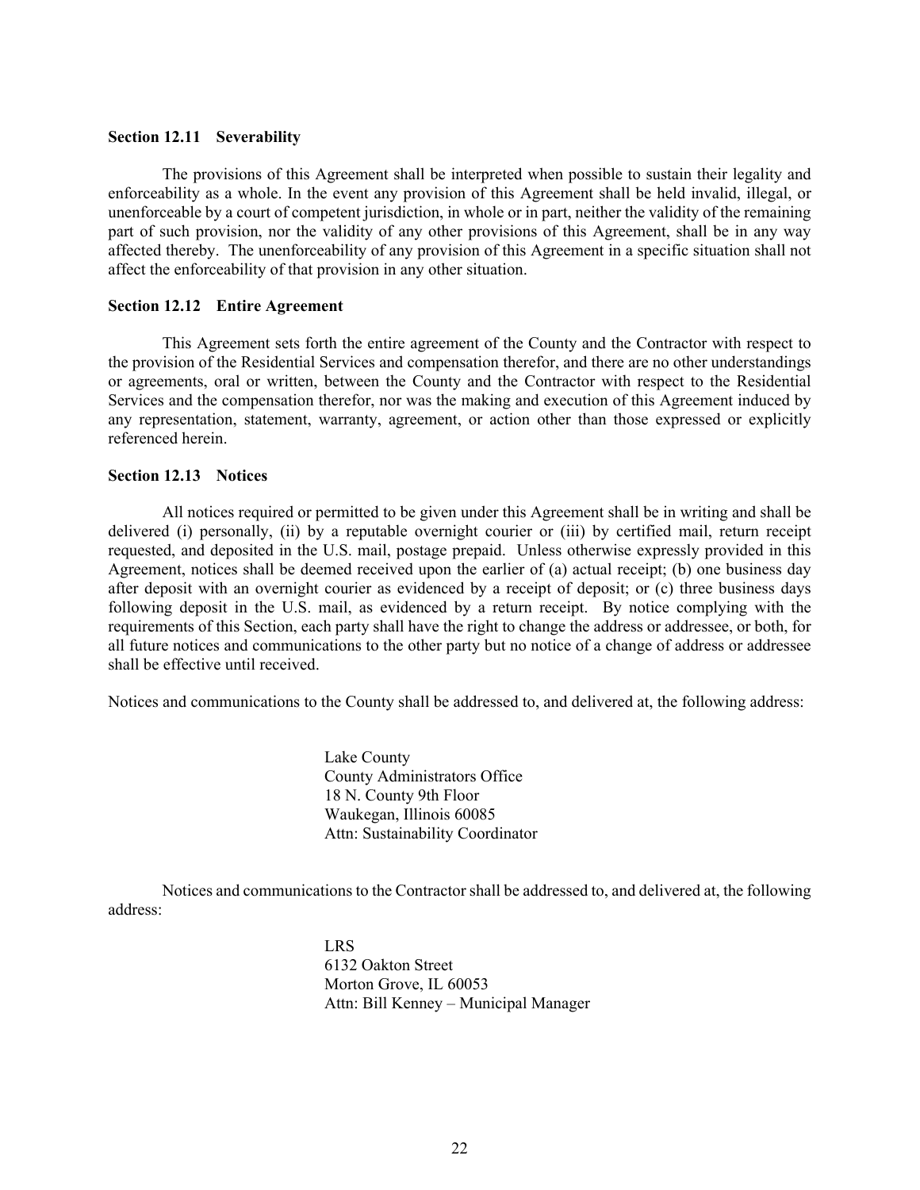### Section 12.11 Severability

The provisions of this Agreement shall be interpreted when possible to sustain their legality and enforceability as a whole. In the event any provision of this Agreement shall be held invalid, illegal, or unenforceable by a court of competent jurisdiction, in whole or in part, neither the validity of the remaining part of such provision, nor the validity of any other provisions of this Agreement, shall be in any way affected thereby. The unenforceability of any provision of this Agreement in a specific situation shall not affect the enforceability of that provision in any other situation.

### Section 12.12 Entire Agreement

This Agreement sets forth the entire agreement of the County and the Contractor with respect to the provision of the Residential Services and compensation therefor, and there are no other understandings or agreements, oral or written, between the County and the Contractor with respect to the Residential Services and the compensation therefor, nor was the making and execution of this Agreement induced by any representation, statement, warranty, agreement, or action other than those expressed or explicitly referenced herein.

### Section 12.13 Notices

All notices required or permitted to be given under this Agreement shall be in writing and shall be delivered (i) personally, (ii) by a reputable overnight courier or (iii) by certified mail, return receipt requested, and deposited in the U.S. mail, postage prepaid. Unless otherwise expressly provided in this Agreement, notices shall be deemed received upon the earlier of (a) actual receipt; (b) one business day after deposit with an overnight courier as evidenced by a receipt of deposit; or (c) three business days following deposit in the U.S. mail, as evidenced by a return receipt. By notice complying with the requirements of this Section, each party shall have the right to change the address or addressee, or both, for all future notices and communications to the other party but no notice of a change of address or addressee shall be effective until received.

Notices and communications to the County shall be addressed to, and delivered at, the following address:

Lake County
County Administrators Office
18 N. County 9th Floor
Waukegan, Illinois 60085
Attn: Sustainability Coordinator

Notices and communications to the Contractor shall be addressed to, and delivered at, the following address:

LRS
6132 Oakton Street
Morton Grove, IL 60053
Attn: Bill Kenney – Municipal Manager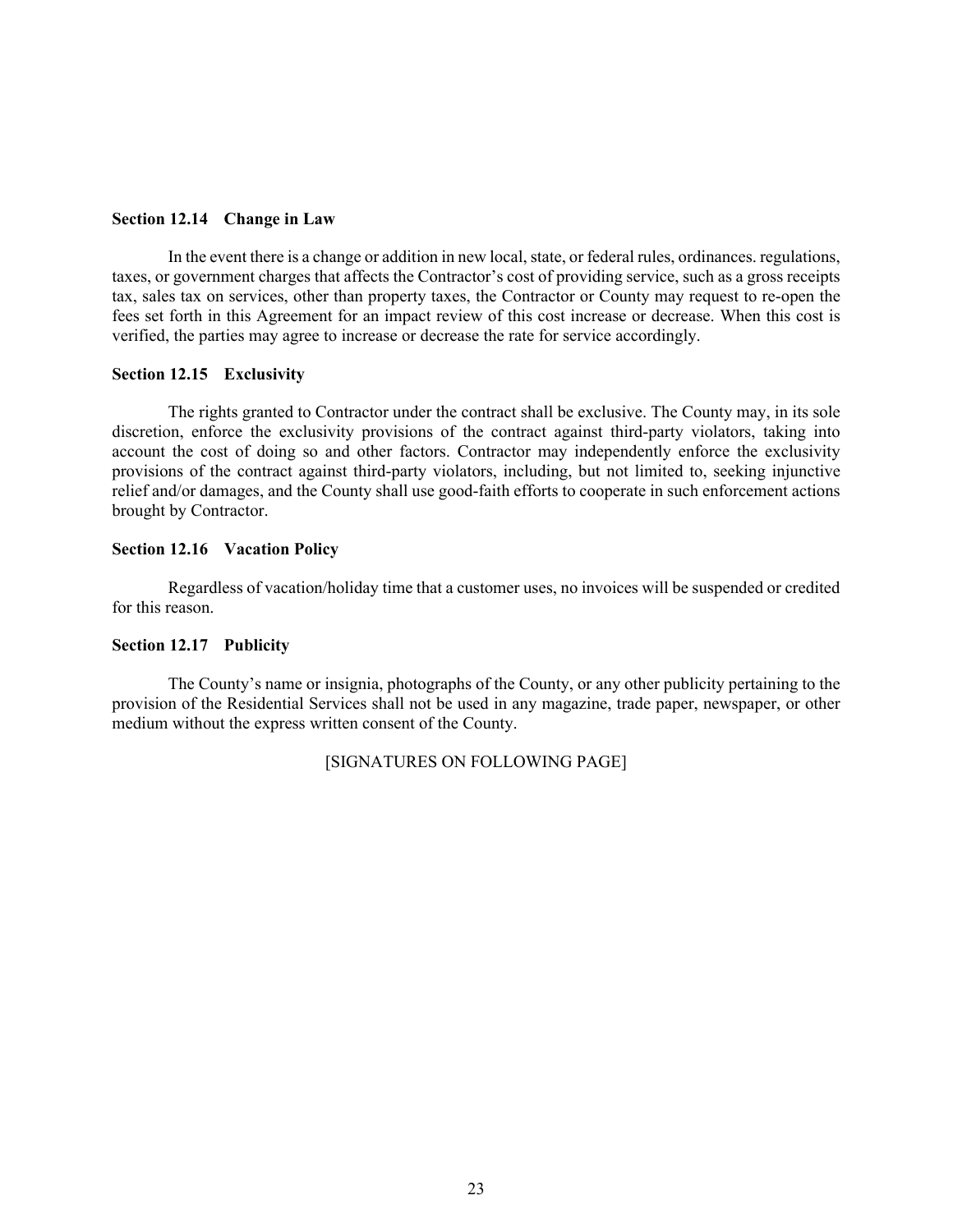**Section 12.14 Change in Law**

In the event there is a change or addition in new local, state, or federal rules, ordinances. regulations, taxes, or government charges that affects the Contractor's cost of providing service, such as a gross receipts tax, sales tax on services, other than property taxes, the Contractor or County may request to re-open the fees set forth in this Agreement for an impact review of this cost increase or decrease. When this cost is verified, the parties may agree to increase or decrease the rate for service accordingly.

**Section 12.15 Exclusivity**

The rights granted to Contractor under the contract shall be exclusive. The County may, in its sole discretion, enforce the exclusivity provisions of the contract against third-party violators, taking into account the cost of doing so and other factors. Contractor may independently enforce the exclusivity provisions of the contract against third-party violators, including, but not limited to, seeking injunctive relief and/or damages, and the County shall use good-faith efforts to cooperate in such enforcement actions brought by Contractor.

**Section 12.16 Vacation Policy**

Regardless of vacation/holiday time that a customer uses, no invoices will be suspended or credited for this reason.

**Section 12.17 Publicity**

The County's name or insignia, photographs of the County, or any other publicity pertaining to the provision of the Residential Services shall not be used in any magazine, trade paper, newspaper, or other medium without the express written consent of the County.

[SIGNATURES ON FOLLOWING PAGE]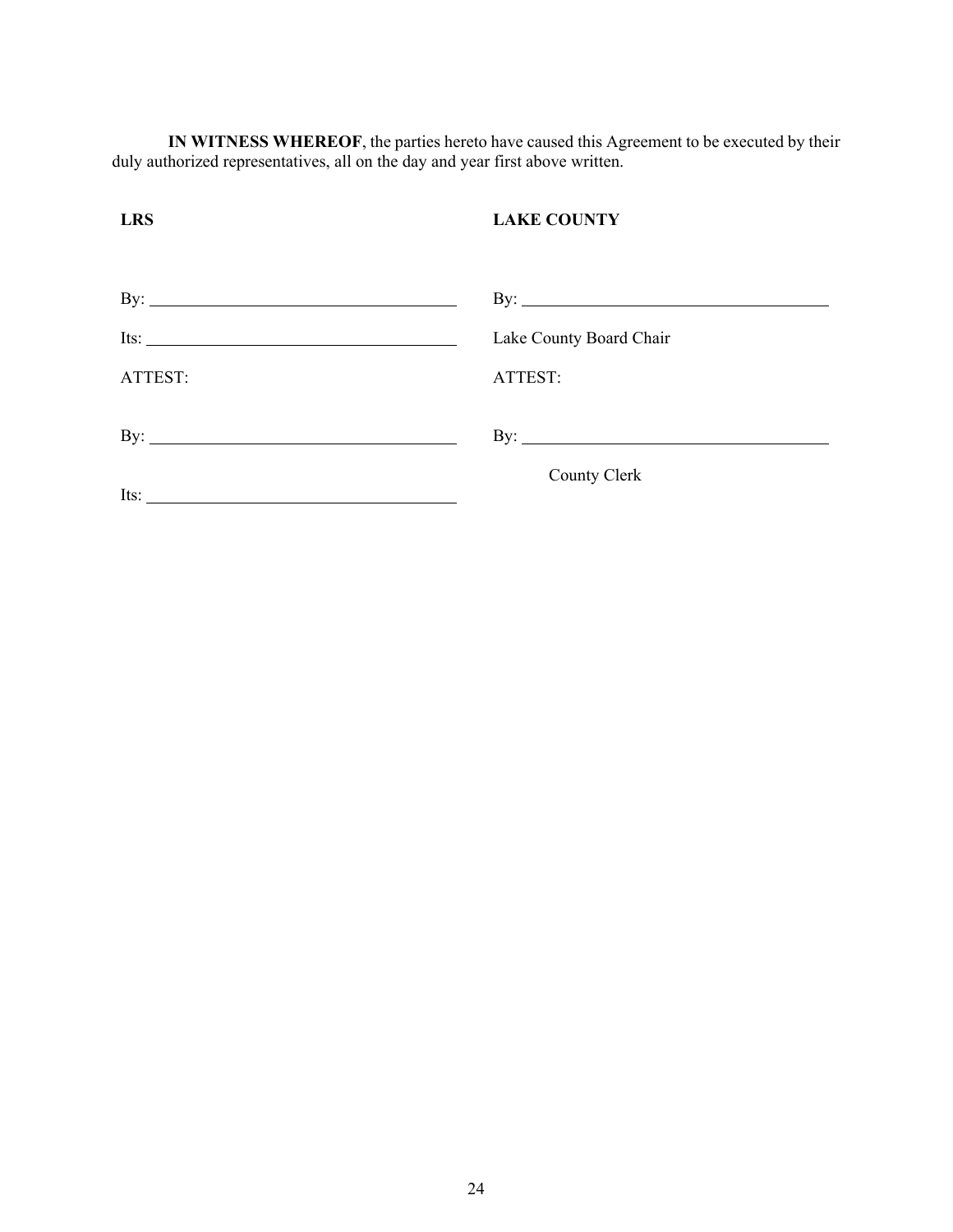**IN WITNESS WHEREOF**, the parties hereto have caused this Agreement to be executed by their duly authorized representatives, all on the day and year first above written.

| **LRS** | **LAKE COUNTY** |
|---|---|
| By: ______________________________ | By: ______________________________ |
| Its: ______________________________ | Lake County Board Chair |
| ATTEST: | ATTEST: |
| By: ______________________________ | By: ______________________________ |
| Its: ______________________________ | County Clerk |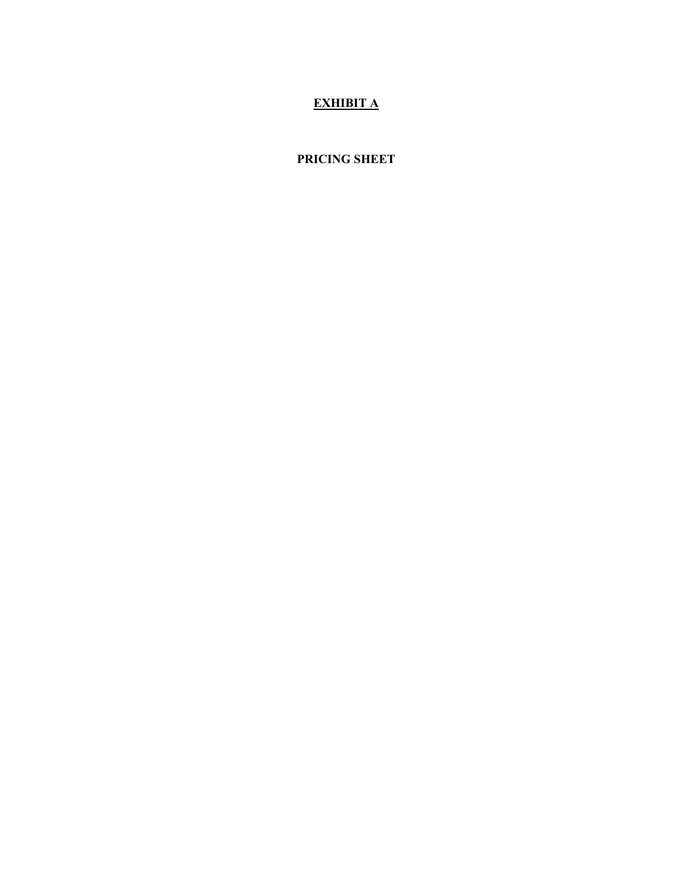# <u>EXHIBIT A</u>

## PRICING SHEET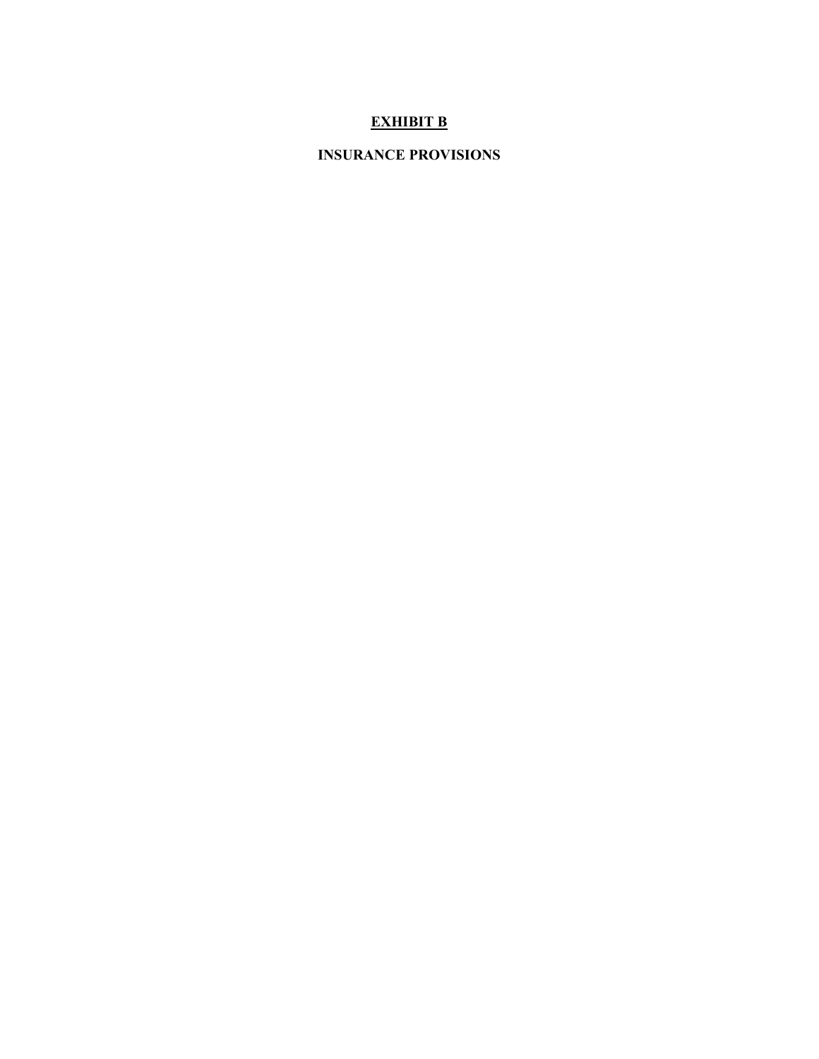# EXHIBIT B

## INSURANCE PROVISIONS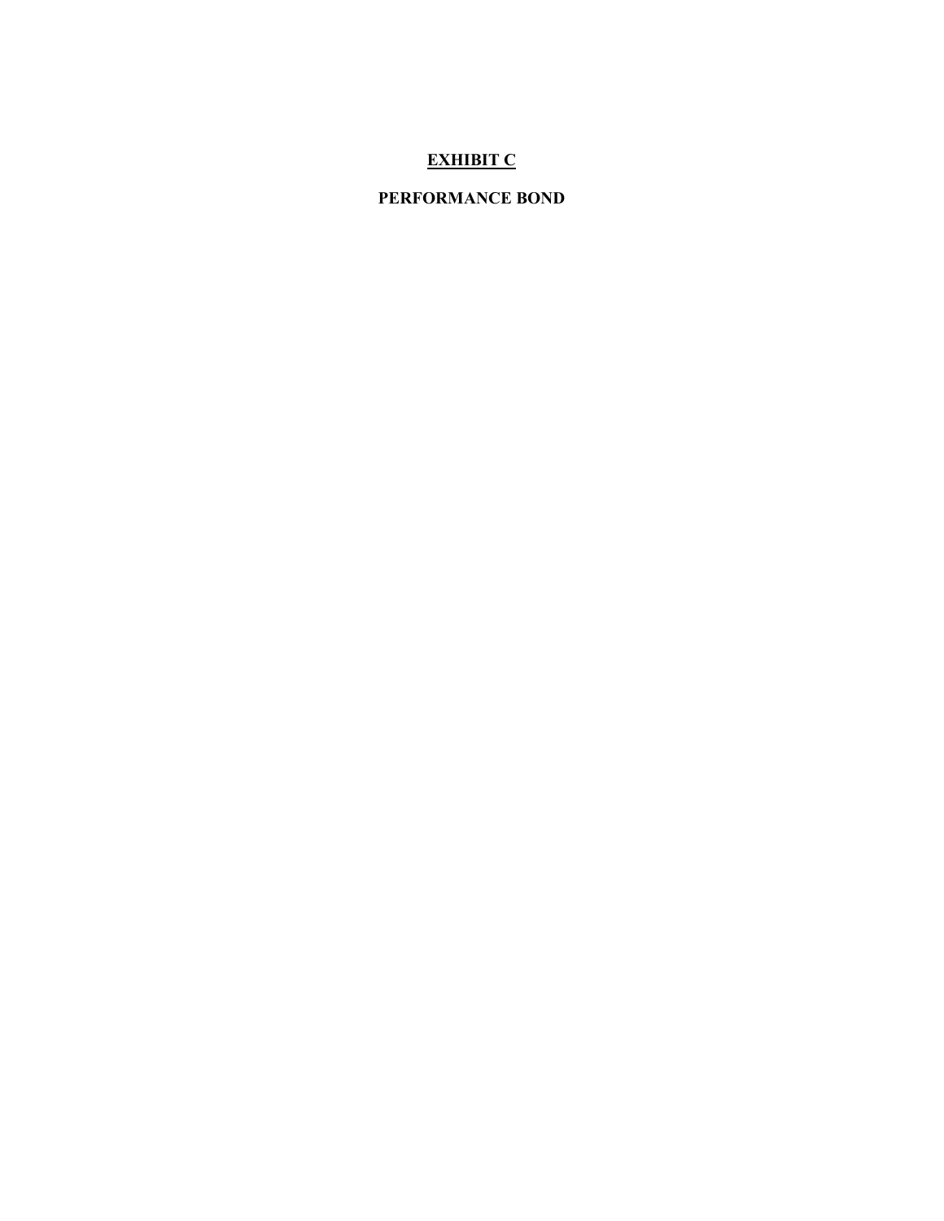# EXHIBIT C

## PERFORMANCE BOND